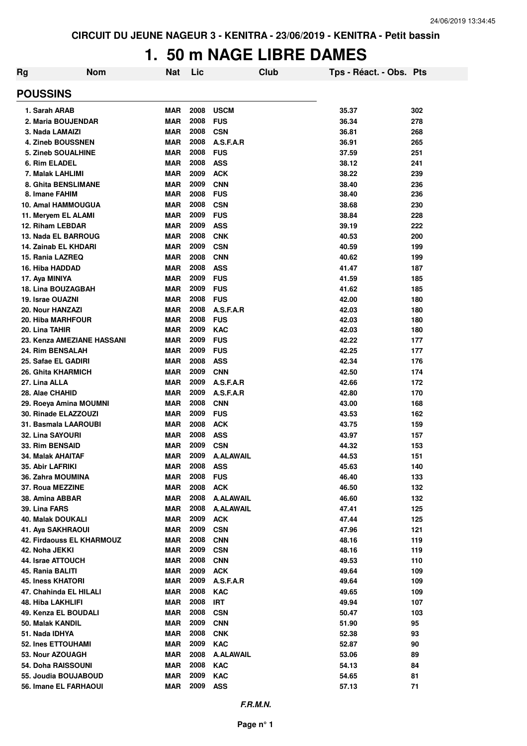CIRCUIT DU JEUNE NAGEUR 3 - KENITRA - 23/06/2019 - KENITRA - Petit bassin

# 1. 50 m NAGE LIBRE DAMES

| Rg | Nom | Nat | Lic | Club | Tps - Réact. - Obs. | Pts |
|---|---|---|---|---|---|---|

## POUSSINS

| Rg | Nom | Nat | Lic | Club | Tps - Réact. - Obs. | Pts |
|---|---|---|---|---|---|---|
| 1. | Sarah ARAB | MAR | 2008 | USCM | 35.37 | 302 |
| 2. | Maria BOUJENDAR | MAR | 2008 | FUS | 36.34 | 278 |
| 3. | Nada LAMAIZI | MAR | 2008 | CSN | 36.81 | 268 |
| 4. | Zineb BOUSSNEN | MAR | 2008 | A.S.F.A.R | 36.91 | 265 |
| 5. | Zineb SOUALHINE | MAR | 2008 | FUS | 37.59 | 251 |
| 6. | Rim ELADEL | MAR | 2008 | ASS | 38.12 | 241 |
| 7. | Malak LAHLIMI | MAR | 2009 | ACK | 38.22 | 239 |
| 8. | Ghita BENSLIMANE | MAR | 2009 | CNN | 38.40 | 236 |
| 8. | Imane FAHIM | MAR | 2008 | FUS | 38.40 | 236 |
| 10. | Amal HAMMOUGUA | MAR | 2008 | CSN | 38.68 | 230 |
| 11. | Meryem EL ALAMI | MAR | 2009 | FUS | 38.84 | 228 |
| 12. | Riham LEBDAR | MAR | 2009 | ASS | 39.19 | 222 |
| 13. | Nada EL BARROUG | MAR | 2008 | CNK | 40.53 | 200 |
| 14. | Zainab EL KHDARI | MAR | 2009 | CSN | 40.59 | 199 |
| 15. | Rania LAZREQ | MAR | 2008 | CNN | 40.62 | 199 |
| 16. | Hiba HADDAD | MAR | 2008 | ASS | 41.47 | 187 |
| 17. | Aya MINIYA | MAR | 2009 | FUS | 41.59 | 185 |
| 18. | Lina BOUZAGBAH | MAR | 2009 | FUS | 41.62 | 185 |
| 19. | Israe OUAZNI | MAR | 2008 | FUS | 42.00 | 180 |
| 20. | Nour HANZAZI | MAR | 2008 | A.S.F.A.R | 42.03 | 180 |
| 20. | Hiba MARHFOUR | MAR | 2008 | FUS | 42.03 | 180 |
| 20. | Lina TAHIR | MAR | 2009 | KAC | 42.03 | 180 |
| 23. | Kenza AMEZIANE HASSANI | MAR | 2009 | FUS | 42.22 | 177 |
| 24. | Rim BENSALAH | MAR | 2009 | FUS | 42.25 | 177 |
| 25. | Safae EL GADIRI | MAR | 2008 | ASS | 42.34 | 176 |
| 26. | Ghita KHARMICH | MAR | 2009 | CNN | 42.50 | 174 |
| 27. | Lina ALLA | MAR | 2009 | A.S.F.A.R | 42.66 | 172 |
| 28. | Alae CHAHID | MAR | 2009 | A.S.F.A.R | 42.80 | 170 |
| 29. | Roeya Amina MOUMNI | MAR | 2008 | CNN | 43.00 | 168 |
| 30. | Rinade ELAZZOUZI | MAR | 2009 | FUS | 43.53 | 162 |
| 31. | Basmala LAAROUBI | MAR | 2008 | ACK | 43.75 | 159 |
| 32. | Lina SAYOURI | MAR | 2008 | ASS | 43.97 | 157 |
| 33. | Rim BENSAID | MAR | 2009 | CSN | 44.32 | 153 |
| 34. | Malak AHAITAF | MAR | 2009 | A.ALAWAIL | 44.53 | 151 |
| 35. | Abir LAFRIKI | MAR | 2008 | ASS | 45.63 | 140 |
| 36. | Zahra MOUMINA | MAR | 2008 | FUS | 46.40 | 133 |
| 37. | Roua MEZZINE | MAR | 2008 | ACK | 46.50 | 132 |
| 38. | Amina ABBAR | MAR | 2008 | A.ALAWAIL | 46.60 | 132 |
| 39. | Lina FARS | MAR | 2008 | A.ALAWAIL | 47.41 | 125 |
| 40. | Malak DOUKALI | MAR | 2009 | ACK | 47.44 | 125 |
| 41. | Aya SAKHRAOUI | MAR | 2009 | CSN | 47.96 | 121 |
| 42. | Firdaouss EL KHARMOUZ | MAR | 2008 | CNN | 48.16 | 119 |
| 42. | Noha JEKKI | MAR | 2009 | CSN | 48.16 | 119 |
| 44. | Israe ATTOUCH | MAR | 2008 | CNN | 49.53 | 110 |
| 45. | Rania BALITI | MAR | 2009 | ACK | 49.64 | 109 |
| 45. | Iness KHATORI | MAR | 2009 | A.S.F.A.R | 49.64 | 109 |
| 47. | Chahinda EL HILALI | MAR | 2008 | KAC | 49.65 | 109 |
| 48. | Hiba LAKHLIFI | MAR | 2008 | IRT | 49.94 | 107 |
| 49. | Kenza EL BOUDALI | MAR | 2008 | CSN | 50.47 | 103 |
| 50. | Malak KANDIL | MAR | 2009 | CNN | 51.90 | 95 |
| 51. | Nada IDHYA | MAR | 2008 | CNK | 52.38 | 93 |
| 52. | Ines ETTOUHAMI | MAR | 2009 | KAC | 52.87 | 90 |
| 53. | Nour AZOUAGH | MAR | 2008 | A.ALAWAIL | 53.06 | 89 |
| 54. | Doha RAISSOUNI | MAR | 2008 | KAC | 54.13 | 84 |
| 55. | Joudia BOUJABOUD | MAR | 2009 | KAC | 54.65 | 81 |
| 56. | Imane EL FARHAOUI | MAR | 2009 | ASS | 57.13 | 71 |

*F.R.M.N.*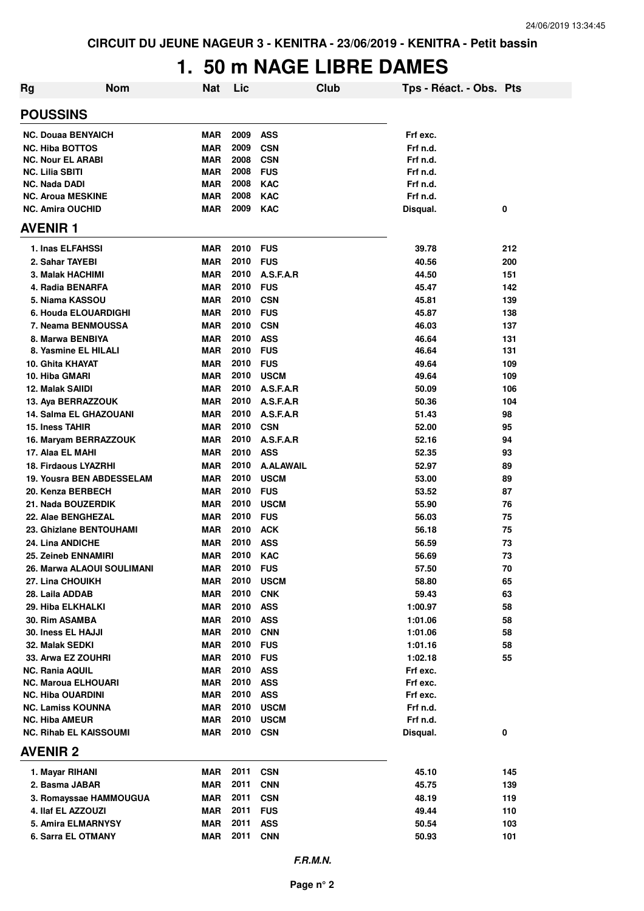CIRCUIT DU JEUNE NAGEUR 3 - KENITRA - 23/06/2019 - KENITRA - Petit bassin

# 1. 50 m NAGE LIBRE DAMES

| Rg | Nom | Nat | Lic | Club | Tps - Réact. - Obs. | Pts |
|---|---|---|---|---|---|---|
| **POUSSINS** | | | | | | |
| NC. | Douaa BENYAICH | MAR | 2009 | ASS | Frf exc. | |
| NC. | Hiba BOTTOS | MAR | 2009 | CSN | Frf n.d. | |
| NC. | Nour EL ARABI | MAR | 2008 | CSN | Frf n.d. | |
| NC. | Lilia SBITI | MAR | 2008 | FUS | Frf n.d. | |
| NC. | Nada DADI | MAR | 2008 | KAC | Frf n.d. | |
| NC. | Aroua MESKINE | MAR | 2008 | KAC | Frf n.d. | |
| NC. | Amira OUCHID | MAR | 2009 | KAC | Disqual. | 0 |
| **AVENIR 1** | | | | | | |
| 1. | Inas ELFAHSSI | MAR | 2010 | FUS | 39.78 | 212 |
| 2. | Sahar TAYEBI | MAR | 2010 | FUS | 40.56 | 200 |
| 3. | Malak HACHIMI | MAR | 2010 | A.S.F.A.R | 44.50 | 151 |
| 4. | Radia BENARFA | MAR | 2010 | FUS | 45.47 | 142 |
| 5. | Niama KASSOU | MAR | 2010 | CSN | 45.81 | 139 |
| 6. | Houda ELOUARDIGHI | MAR | 2010 | FUS | 45.87 | 138 |
| 7. | Neama BENMOUSSA | MAR | 2010 | CSN | 46.03 | 137 |
| 8. | Marwa BENBIYA | MAR | 2010 | ASS | 46.64 | 131 |
| 8. | Yasmine EL HILALI | MAR | 2010 | FUS | 46.64 | 131 |
| 10. | Ghita KHAYAT | MAR | 2010 | FUS | 49.64 | 109 |
| 10. | Hiba GMARI | MAR | 2010 | USCM | 49.64 | 109 |
| 12. | Malak SAIIDI | MAR | 2010 | A.S.F.A.R | 50.09 | 106 |
| 13. | Aya BERRAZZOUK | MAR | 2010 | A.S.F.A.R | 50.36 | 104 |
| 14. | Salma EL GHAZOUANI | MAR | 2010 | A.S.F.A.R | 51.43 | 98 |
| 15. | Iness TAHIR | MAR | 2010 | CSN | 52.00 | 95 |
| 16. | Maryam BERRAZZOUK | MAR | 2010 | A.S.F.A.R | 52.16 | 94 |
| 17. | Alaa EL MAHI | MAR | 2010 | ASS | 52.35 | 93 |
| 18. | Firdaous LYAZRHI | MAR | 2010 | A.ALAWAIL | 52.97 | 89 |
| 19. | Yousra BEN ABDESSELAM | MAR | 2010 | USCM | 53.00 | 89 |
| 20. | Kenza BERBECH | MAR | 2010 | FUS | 53.52 | 87 |
| 21. | Nada BOUZERDIK | MAR | 2010 | USCM | 55.90 | 76 |
| 22. | Alae BENGHEZAL | MAR | 2010 | FUS | 56.03 | 75 |
| 23. | Ghizlane BENTOUHAMI | MAR | 2010 | ACK | 56.18 | 75 |
| 24. | Lina ANDICHE | MAR | 2010 | ASS | 56.59 | 73 |
| 25. | Zeineb ENNAMIRI | MAR | 2010 | KAC | 56.69 | 73 |
| 26. | Marwa ALAOUI SOULIMANI | MAR | 2010 | FUS | 57.50 | 70 |
| 27. | Lina CHOUIKH | MAR | 2010 | USCM | 58.80 | 65 |
| 28. | Laila ADDAB | MAR | 2010 | CNK | 59.43 | 63 |
| 29. | Hiba ELKHALKI | MAR | 2010 | ASS | 1:00.97 | 58 |
| 30. | Rim ASAMBA | MAR | 2010 | ASS | 1:01.06 | 58 |
| 30. | Iness EL HAJJI | MAR | 2010 | CNN | 1:01.06 | 58 |
| 32. | Malak SEDKI | MAR | 2010 | FUS | 1:01.16 | 58 |
| 33. | Arwa EZ ZOUHRI | MAR | 2010 | FUS | 1:02.18 | 55 |
| NC. | Rania AQUIL | MAR | 2010 | ASS | Frf exc. | |
| NC. | Maroua ELHOUARI | MAR | 2010 | ASS | Frf exc. | |
| NC. | Hiba OUARDINI | MAR | 2010 | ASS | Frf exc. | |
| NC. | Lamiss KOUNNA | MAR | 2010 | USCM | Frf n.d. | |
| NC. | Hiba AMEUR | MAR | 2010 | USCM | Frf n.d. | |
| NC. | Rihab EL KAISSOUMI | MAR | 2010 | CSN | Disqual. | 0 |
| **AVENIR 2** | | | | | | |
| 1. | Mayar RIHANI | MAR | 2011 | CSN | 45.10 | 145 |
| 2. | Basma JABAR | MAR | 2011 | CNN | 45.75 | 139 |
| 3. | Romayssae HAMMOUGUA | MAR | 2011 | CSN | 48.19 | 119 |
| 4. | Ilaf EL AZZOUZI | MAR | 2011 | FUS | 49.44 | 110 |
| 5. | Amira ELMARNYSY | MAR | 2011 | ASS | 50.54 | 103 |
| 6. | Sarra EL OTMANY | MAR | 2011 | CNN | 50.93 | 101 |

*F.R.M.N.*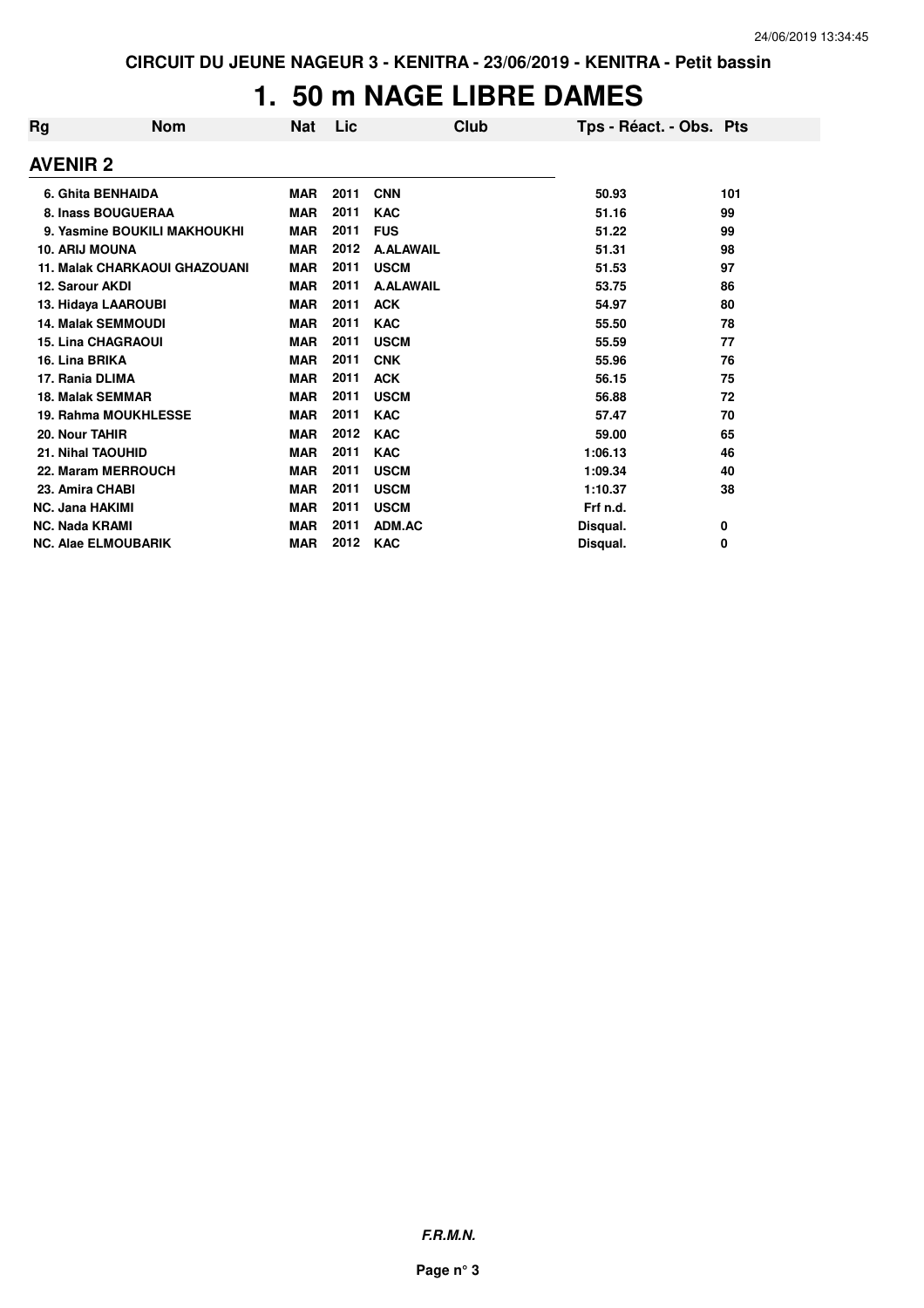CIRCUIT DU JEUNE NAGEUR 3 - KENITRA - 23/06/2019 - KENITRA - Petit bassin

# 1. 50 m NAGE LIBRE DAMES

| Rg | Nom | Nat | Lic | Club | Tps - Réact. - Obs. | Pts |
|---|---|---|---|---|---|---|
| **AVENIR 2** | | | | | | |
| 6. | Ghita BENHAIDA | MAR | 2011 | CNN | 50.93 | 101 |
| 8. | Inass BOUGUERAA | MAR | 2011 | KAC | 51.16 | 99 |
| 9. | Yasmine BOUKILI MAKHOUKHI | MAR | 2011 | FUS | 51.22 | 99 |
| 10. | ARIJ MOUNA | MAR | 2012 | A.ALAWAIL | 51.31 | 98 |
| 11. | Malak CHARKAOUI GHAZOUANI | MAR | 2011 | USCM | 51.53 | 97 |
| 12. | Sarour AKDI | MAR | 2011 | A.ALAWAIL | 53.75 | 86 |
| 13. | Hidaya LAAROUBI | MAR | 2011 | ACK | 54.97 | 80 |
| 14. | Malak SEMMOUDI | MAR | 2011 | KAC | 55.50 | 78 |
| 15. | Lina CHAGRAOUI | MAR | 2011 | USCM | 55.59 | 77 |
| 16. | Lina BRIKA | MAR | 2011 | CNK | 55.96 | 76 |
| 17. | Rania DLIMA | MAR | 2011 | ACK | 56.15 | 75 |
| 18. | Malak SEMMAR | MAR | 2011 | USCM | 56.88 | 72 |
| 19. | Rahma MOUKHLESSE | MAR | 2011 | KAC | 57.47 | 70 |
| 20. | Nour TAHIR | MAR | 2012 | KAC | 59.00 | 65 |
| 21. | Nihal TAOUHID | MAR | 2011 | KAC | 1:06.13 | 46 |
| 22. | Maram MERROUCH | MAR | 2011 | USCM | 1:09.34 | 40 |
| 23. | Amira CHABI | MAR | 2011 | USCM | 1:10.37 | 38 |
| NC. | Jana HAKIMI | MAR | 2011 | USCM | Frf n.d. | |
| NC. | Nada KRAMI | MAR | 2011 | ADM.AC | Disqual. | 0 |
| NC. | Alae ELMOUBARIK | MAR | 2012 | KAC | Disqual. | 0 |

*F.R.M.N.*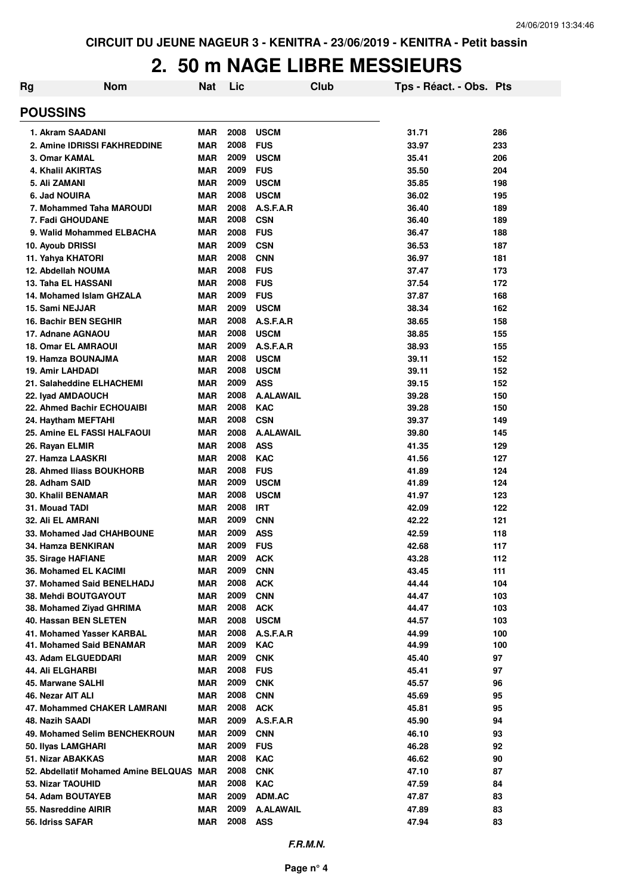CIRCUIT DU JEUNE NAGEUR 3 - KENITRA - 23/06/2019 - KENITRA - Petit bassin

# 2. 50 m NAGE LIBRE MESSIEURS

| Rg | Nom | Nat | Lic | Club | Tps - Réact. - Obs. | Pts |
|---|---|---|---|---|---|---|

## POUSSINS

| Rg | Nom | Nat | Lic | Club | Tps - Réact. - Obs. | Pts |
|---|---|---|---|---|---|---|
| 1. | Akram SAADANI | MAR | 2008 | USCM | 31.71 | 286 |
| 2. | Amine IDRISSI FAKHREDDINE | MAR | 2008 | FUS | 33.97 | 233 |
| 3. | Omar KAMAL | MAR | 2009 | USCM | 35.41 | 206 |
| 4. | Khalil AKIRTAS | MAR | 2009 | FUS | 35.50 | 204 |
| 5. | Ali ZAMANI | MAR | 2009 | USCM | 35.85 | 198 |
| 6. | Jad NOUIRA | MAR | 2008 | USCM | 36.02 | 195 |
| 7. | Mohammed Taha MAROUDI | MAR | 2008 | A.S.F.A.R | 36.40 | 189 |
| 7. | Fadi GHOUDANE | MAR | 2008 | CSN | 36.40 | 189 |
| 9. | Walid Mohammed ELBACHA | MAR | 2008 | FUS | 36.47 | 188 |
| 10. | Ayoub DRISSI | MAR | 2009 | CSN | 36.53 | 187 |
| 11. | Yahya KHATORI | MAR | 2008 | CNN | 36.97 | 181 |
| 12. | Abdellah NOUMA | MAR | 2008 | FUS | 37.47 | 173 |
| 13. | Taha EL HASSANI | MAR | 2008 | FUS | 37.54 | 172 |
| 14. | Mohamed Islam GHZALA | MAR | 2009 | FUS | 37.87 | 168 |
| 15. | Sami NEJJAR | MAR | 2009 | USCM | 38.34 | 162 |
| 16. | Bachir BEN SEGHIR | MAR | 2008 | A.S.F.A.R | 38.65 | 158 |
| 17. | Adnane AGNAOU | MAR | 2008 | USCM | 38.85 | 155 |
| 18. | Omar EL AMRAOUI | MAR | 2009 | A.S.F.A.R | 38.93 | 155 |
| 19. | Hamza BOUNAJMA | MAR | 2008 | USCM | 39.11 | 152 |
| 19. | Amir LAHDADI | MAR | 2008 | USCM | 39.11 | 152 |
| 21. | Salaheddine ELHACHEMI | MAR | 2009 | ASS | 39.15 | 152 |
| 22. | Iyad AMDAOUCH | MAR | 2008 | A.ALAWAIL | 39.28 | 150 |
| 22. | Ahmed Bachir ECHOUAIBI | MAR | 2008 | KAC | 39.28 | 150 |
| 24. | Haytham MEFTAHI | MAR | 2008 | CSN | 39.37 | 149 |
| 25. | Amine EL FASSI HALFAOUI | MAR | 2008 | A.ALAWAIL | 39.80 | 145 |
| 26. | Rayan ELMIR | MAR | 2008 | ASS | 41.35 | 129 |
| 27. | Hamza LAASKRI | MAR | 2008 | KAC | 41.56 | 127 |
| 28. | Ahmed Iliass BOUKHORB | MAR | 2008 | FUS | 41.89 | 124 |
| 28. | Adham SAID | MAR | 2009 | USCM | 41.89 | 124 |
| 30. | Khalil BENAMAR | MAR | 2008 | USCM | 41.97 | 123 |
| 31. | Mouad TADI | MAR | 2008 | IRT | 42.09 | 122 |
| 32. | Ali EL AMRANI | MAR | 2009 | CNN | 42.22 | 121 |
| 33. | Mohamed Jad CHAHBOUNE | MAR | 2009 | ASS | 42.59 | 118 |
| 34. | Hamza BENKIRAN | MAR | 2009 | FUS | 42.68 | 117 |
| 35. | Sirage HAFIANE | MAR | 2009 | ACK | 43.28 | 112 |
| 36. | Mohamed EL KACIMI | MAR | 2009 | CNN | 43.45 | 111 |
| 37. | Mohamed Said BENELHADJ | MAR | 2008 | ACK | 44.44 | 104 |
| 38. | Mehdi BOUTGAYOUT | MAR | 2009 | CNN | 44.47 | 103 |
| 38. | Mohamed Ziyad GHRIMA | MAR | 2008 | ACK | 44.47 | 103 |
| 40. | Hassan BEN SLETEN | MAR | 2008 | USCM | 44.57 | 103 |
| 41. | Mohamed Yasser KARBAL | MAR | 2008 | A.S.F.A.R | 44.99 | 100 |
| 41. | Mohamed Said BENAMAR | MAR | 2009 | KAC | 44.99 | 100 |
| 43. | Adam ELGUEDDARI | MAR | 2009 | CNK | 45.40 | 97 |
| 44. | Ali ELGHARBI | MAR | 2008 | FUS | 45.41 | 97 |
| 45. | Marwane SALHI | MAR | 2009 | CNK | 45.57 | 96 |
| 46. | Nezar AIT ALI | MAR | 2008 | CNN | 45.69 | 95 |
| 47. | Mohammed CHAKER LAMRANI | MAR | 2008 | ACK | 45.81 | 95 |
| 48. | Nazih SAADI | MAR | 2009 | A.S.F.A.R | 45.90 | 94 |
| 49. | Mohamed Selim BENCHEKROUN | MAR | 2009 | CNN | 46.10 | 93 |
| 50. | Ilyas LAMGHARI | MAR | 2009 | FUS | 46.28 | 92 |
| 51. | Nizar ABAKKAS | MAR | 2008 | KAC | 46.62 | 90 |
| 52. | Abdellatif Mohamed Amine BELQUAS | MAR | 2008 | CNK | 47.10 | 87 |
| 53. | Nizar TAOUHID | MAR | 2008 | KAC | 47.59 | 84 |
| 54. | Adam BOUTAYEB | MAR | 2009 | ADM.AC | 47.87 | 83 |
| 55. | Nasreddine AIRIR | MAR | 2009 | A.ALAWAIL | 47.89 | 83 |
| 56. | Idriss SAFAR | MAR | 2008 | ASS | 47.94 | 83 |

*F.R.M.N.*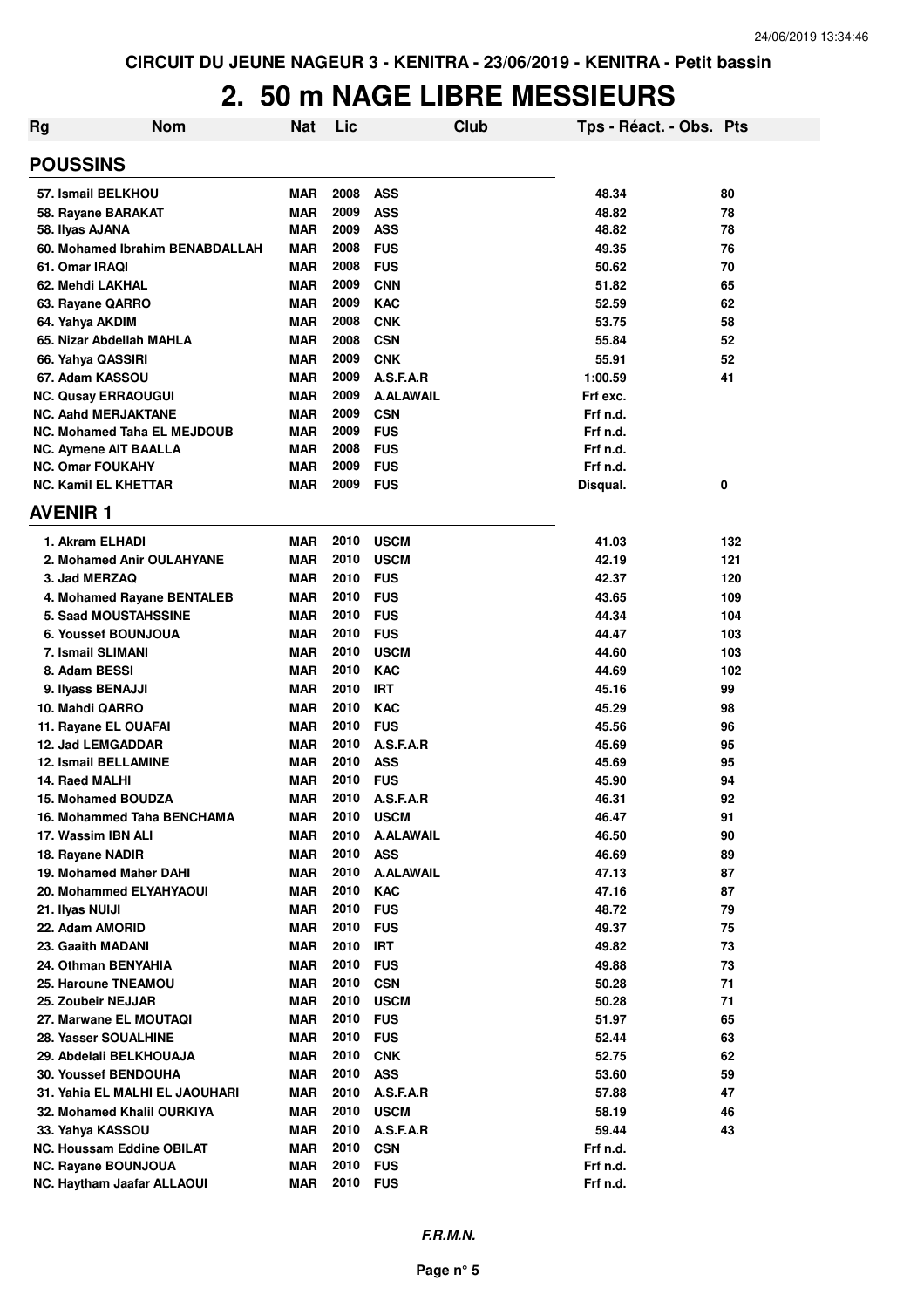CIRCUIT DU JEUNE NAGEUR 3 - KENITRA - 23/06/2019 - KENITRA - Petit bassin

# 2. 50 m NAGE LIBRE MESSIEURS

| Rg | Nom | Nat | Lic | Club | Tps - Réact. - Obs. | Pts |
|---|---|---|---|---|---|---|

## POUSSINS

| Rg | Nom | Nat | Lic | Club | Tps - Réact. - Obs. | Pts |
|---|---|---|---|---|---|---|
| 57. | Ismail BELKHOU | MAR | 2008 | ASS | 48.34 | 80 |
| 58. | Rayane BARAKAT | MAR | 2009 | ASS | 48.82 | 78 |
| 58. | Ilyas AJANA | MAR | 2009 | ASS | 48.82 | 78 |
| 60. | Mohamed Ibrahim BENABDALLAH | MAR | 2008 | FUS | 49.35 | 76 |
| 61. | Omar IRAQI | MAR | 2008 | FUS | 50.62 | 70 |
| 62. | Mehdi LAKHAL | MAR | 2009 | CNN | 51.82 | 65 |
| 63. | Rayane QARRO | MAR | 2009 | KAC | 52.59 | 62 |
| 64. | Yahya AKDIM | MAR | 2008 | CNK | 53.75 | 58 |
| 65. | Nizar Abdellah MAHLA | MAR | 2008 | CSN | 55.84 | 52 |
| 66. | Yahya QASSIRI | MAR | 2009 | CNK | 55.91 | 52 |
| 67. | Adam KASSOU | MAR | 2009 | A.S.F.A.R | 1:00.59 | 41 |
| NC. | Qusay ERRAOUGUI | MAR | 2009 | A.ALAWAIL | Frf exc. | |
| NC. | Aahd MERJAKTANE | MAR | 2009 | CSN | Frf n.d. | |
| NC. | Mohamed Taha EL MEJDOUB | MAR | 2009 | FUS | Frf n.d. | |
| NC. | Aymene AIT BAALLA | MAR | 2008 | FUS | Frf n.d. | |
| NC. | Omar FOUKAHY | MAR | 2009 | FUS | Frf n.d. | |
| NC. | Kamil EL KHETTAR | MAR | 2009 | FUS | Disqual. | 0 |

## AVENIR 1

| Rg | Nom | Nat | Lic | Club | Tps - Réact. - Obs. | Pts |
|---|---|---|---|---|---|---|
| 1. | Akram ELHADI | MAR | 2010 | USCM | 41.03 | 132 |
| 2. | Mohamed Anir OULAHYANE | MAR | 2010 | USCM | 42.19 | 121 |
| 3. | Jad MERZAQ | MAR | 2010 | FUS | 42.37 | 120 |
| 4. | Mohamed Rayane BENTALEB | MAR | 2010 | FUS | 43.65 | 109 |
| 5. | Saad MOUSTAHSSINE | MAR | 2010 | FUS | 44.34 | 104 |
| 6. | Youssef BOUNJOUA | MAR | 2010 | FUS | 44.47 | 103 |
| 7. | Ismail SLIMANI | MAR | 2010 | USCM | 44.60 | 103 |
| 8. | Adam BESSI | MAR | 2010 | KAC | 44.69 | 102 |
| 9. | Ilyass BENAJJI | MAR | 2010 | IRT | 45.16 | 99 |
| 10. | Mahdi QARRO | MAR | 2010 | KAC | 45.29 | 98 |
| 11. | Rayane EL OUAFAI | MAR | 2010 | FUS | 45.56 | 96 |
| 12. | Jad LEMGADDAR | MAR | 2010 | A.S.F.A.R | 45.69 | 95 |
| 12. | Ismail BELLAMINE | MAR | 2010 | ASS | 45.69 | 95 |
| 14. | Raed MALHI | MAR | 2010 | FUS | 45.90 | 94 |
| 15. | Mohamed BOUDZA | MAR | 2010 | A.S.F.A.R | 46.31 | 92 |
| 16. | Mohammed Taha BENCHAMA | MAR | 2010 | USCM | 46.47 | 91 |
| 17. | Wassim IBN ALI | MAR | 2010 | A.ALAWAIL | 46.50 | 90 |
| 18. | Rayane NADIR | MAR | 2010 | ASS | 46.69 | 89 |
| 19. | Mohamed Maher DAHI | MAR | 2010 | A.ALAWAIL | 47.13 | 87 |
| 20. | Mohammed ELYAHYAOUI | MAR | 2010 | KAC | 47.16 | 87 |
| 21. | Ilyas NUIJI | MAR | 2010 | FUS | 48.72 | 79 |
| 22. | Adam AMORID | MAR | 2010 | FUS | 49.37 | 75 |
| 23. | Gaaith MADANI | MAR | 2010 | IRT | 49.82 | 73 |
| 24. | Othman BENYAHIA | MAR | 2010 | FUS | 49.88 | 73 |
| 25. | Haroune TNEAMOU | MAR | 2010 | CSN | 50.28 | 71 |
| 25. | Zoubeir NEJJAR | MAR | 2010 | USCM | 50.28 | 71 |
| 27. | Marwane EL MOUTAQI | MAR | 2010 | FUS | 51.97 | 65 |
| 28. | Yasser SOUALHINE | MAR | 2010 | FUS | 52.44 | 63 |
| 29. | Abdelali BELKHOUAJA | MAR | 2010 | CNK | 52.75 | 62 |
| 30. | Youssef BENDOUHA | MAR | 2010 | ASS | 53.60 | 59 |
| 31. | Yahia EL MALHI EL JAOUHARI | MAR | 2010 | A.S.F.A.R | 57.88 | 47 |
| 32. | Mohamed Khalil OURKIYA | MAR | 2010 | USCM | 58.19 | 46 |
| 33. | Yahya KASSOU | MAR | 2010 | A.S.F.A.R | 59.44 | 43 |
| NC. | Houssam Eddine OBILAT | MAR | 2010 | CSN | Frf n.d. | |
| NC. | Rayane BOUNJOUA | MAR | 2010 | FUS | Frf n.d. | |
| NC. | Haytham Jaafar ALLAOUI | MAR | 2010 | FUS | Frf n.d. | |

*F.R.M.N.*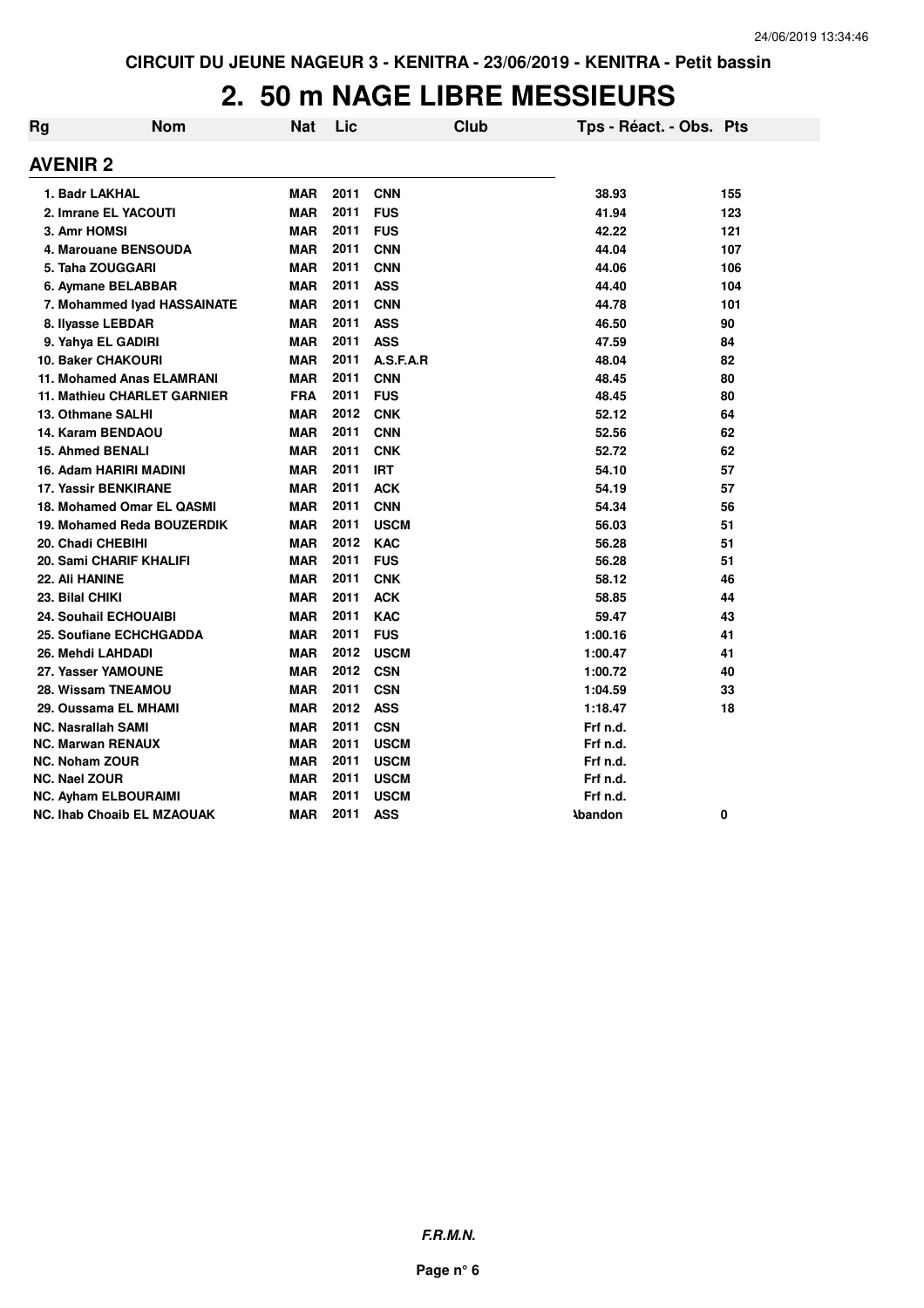CIRCUIT DU JEUNE NAGEUR 3 - KENITRA - 23/06/2019 - KENITRA - Petit bassin

# 2. 50 m NAGE LIBRE MESSIEURS

| Rg | Nom | Nat | Lic | Club | Tps - Réact. - Obs. | Pts |
|---|---|---|---|---|---|---|
| **AVENIR 2** | | | | | | |
| 1. | Badr LAKHAL | MAR | 2011 | CNN | 38.93 | 155 |
| 2. | Imrane EL YACOUTI | MAR | 2011 | FUS | 41.94 | 123 |
| 3. | Amr HOMSI | MAR | 2011 | FUS | 42.22 | 121 |
| 4. | Marouane BENSOUDA | MAR | 2011 | CNN | 44.04 | 107 |
| 5. | Taha ZOUGGARI | MAR | 2011 | CNN | 44.06 | 106 |
| 6. | Aymane BELABBAR | MAR | 2011 | ASS | 44.40 | 104 |
| 7. | Mohammed Iyad HASSAINATE | MAR | 2011 | CNN | 44.78 | 101 |
| 8. | Ilyasse LEBDAR | MAR | 2011 | ASS | 46.50 | 90 |
| 9. | Yahya EL GADIRI | MAR | 2011 | ASS | 47.59 | 84 |
| 10. | Baker CHAKOURI | MAR | 2011 | A.S.F.A.R | 48.04 | 82 |
| 11. | Mohamed Anas ELAMRANI | MAR | 2011 | CNN | 48.45 | 80 |
| 11. | Mathieu CHARLET GARNIER | FRA | 2011 | FUS | 48.45 | 80 |
| 13. | Othmane SALHI | MAR | 2012 | CNK | 52.12 | 64 |
| 14. | Karam BENDAOU | MAR | 2011 | CNN | 52.56 | 62 |
| 15. | Ahmed BENALI | MAR | 2011 | CNK | 52.72 | 62 |
| 16. | Adam HARIRI MADINI | MAR | 2011 | IRT | 54.10 | 57 |
| 17. | Yassir BENKIRANE | MAR | 2011 | ACK | 54.19 | 57 |
| 18. | Mohamed Omar EL QASMI | MAR | 2011 | CNN | 54.34 | 56 |
| 19. | Mohamed Reda BOUZERDIK | MAR | 2011 | USCM | 56.03 | 51 |
| 20. | Chadi CHEBIHI | MAR | 2012 | KAC | 56.28 | 51 |
| 20. | Sami CHARIF KHALIFI | MAR | 2011 | FUS | 56.28 | 51 |
| 22. | Ali HANINE | MAR | 2011 | CNK | 58.12 | 46 |
| 23. | Bilal CHIKI | MAR | 2011 | ACK | 58.85 | 44 |
| 24. | Souhail ECHOUAIBI | MAR | 2011 | KAC | 59.47 | 43 |
| 25. | Soufiane ECHCHGADDA | MAR | 2011 | FUS | 1:00.16 | 41 |
| 26. | Mehdi LAHDADI | MAR | 2012 | USCM | 1:00.47 | 41 |
| 27. | Yasser YAMOUNE | MAR | 2012 | CSN | 1:00.72 | 40 |
| 28. | Wissam TNEAMOU | MAR | 2011 | CSN | 1:04.59 | 33 |
| 29. | Oussama EL MHAMI | MAR | 2012 | ASS | 1:18.47 | 18 |
| NC. | Nasrallah SAMI | MAR | 2011 | CSN | Frf n.d. | |
| NC. | Marwan RENAUX | MAR | 2011 | USCM | Frf n.d. | |
| NC. | Noham ZOUR | MAR | 2011 | USCM | Frf n.d. | |
| NC. | Nael ZOUR | MAR | 2011 | USCM | Frf n.d. | |
| NC. | Ayham ELBOURAIMI | MAR | 2011 | USCM | Frf n.d. | |
| NC. | Ihab Choaib EL MZAOUAK | MAR | 2011 | ASS | Abandon | 0 |

*F.R.M.N.*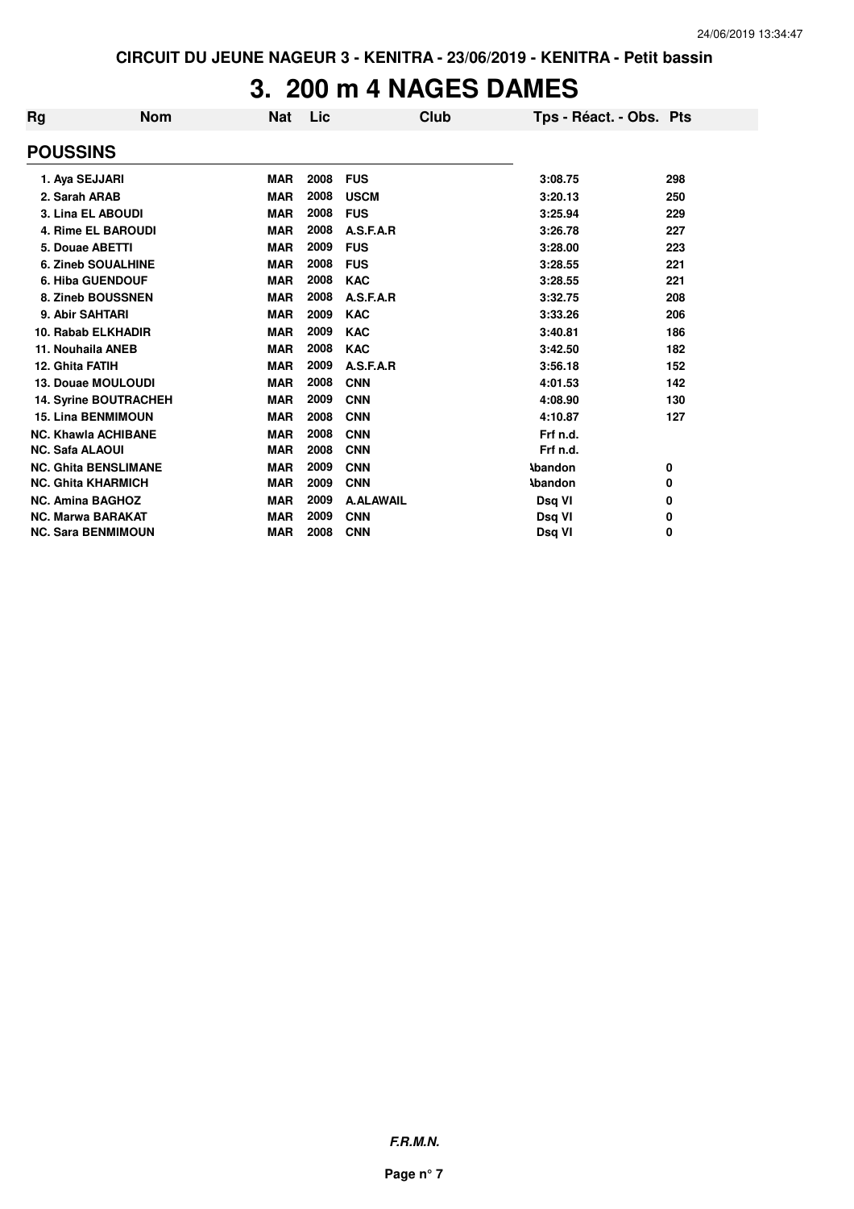CIRCUIT DU JEUNE NAGEUR 3 - KENITRA - 23/06/2019 - KENITRA - Petit bassin

# 3. 200 m 4 NAGES DAMES

| Rg | Nom | Nat | Lic | Club | Tps - Réact. - Obs. | Pts |
|---|---|---|---|---|---|---|
| **POUSSINS** | | | | | | |
| 1. Aya SEJJARI | | MAR | 2008 | FUS | 3:08.75 | 298 |
| 2. Sarah ARAB | | MAR | 2008 | USCM | 3:20.13 | 250 |
| 3. Lina EL ABOUDI | | MAR | 2008 | FUS | 3:25.94 | 229 |
| 4. Rime EL BAROUDI | | MAR | 2008 | A.S.F.A.R | 3:26.78 | 227 |
| 5. Douae ABETTI | | MAR | 2009 | FUS | 3:28.00 | 223 |
| 6. Zineb SOUALHINE | | MAR | 2008 | FUS | 3:28.55 | 221 |
| 6. Hiba GUENDOUF | | MAR | 2008 | KAC | 3:28.55 | 221 |
| 8. Zineb BOUSSNEN | | MAR | 2008 | A.S.F.A.R | 3:32.75 | 208 |
| 9. Abir SAHTARI | | MAR | 2009 | KAC | 3:33.26 | 206 |
| 10. Rabab ELKHADIR | | MAR | 2009 | KAC | 3:40.81 | 186 |
| 11. Nouhaila ANEB | | MAR | 2008 | KAC | 3:42.50 | 182 |
| 12. Ghita FATIH | | MAR | 2009 | A.S.F.A.R | 3:56.18 | 152 |
| 13. Douae MOULOUDI | | MAR | 2008 | CNN | 4:01.53 | 142 |
| 14. Syrine BOUTRACHEH | | MAR | 2009 | CNN | 4:08.90 | 130 |
| 15. Lina BENMIMOUN | | MAR | 2008 | CNN | 4:10.87 | 127 |
| NC. Khawla ACHIBANE | | MAR | 2008 | CNN | Frf n.d. | |
| NC. Safa ALAOUI | | MAR | 2008 | CNN | Frf n.d. | |
| NC. Ghita BENSLIMANE | | MAR | 2009 | CNN | Abandon | 0 |
| NC. Ghita KHARMICH | | MAR | 2009 | CNN | Abandon | 0 |
| NC. Amina BAGHOZ | | MAR | 2009 | A.ALAWAIL | Dsq VI | 0 |
| NC. Marwa BARAKAT | | MAR | 2009 | CNN | Dsq VI | 0 |
| NC. Sara BENMIMOUN | | MAR | 2008 | CNN | Dsq VI | 0 |

*F.R.M.N.*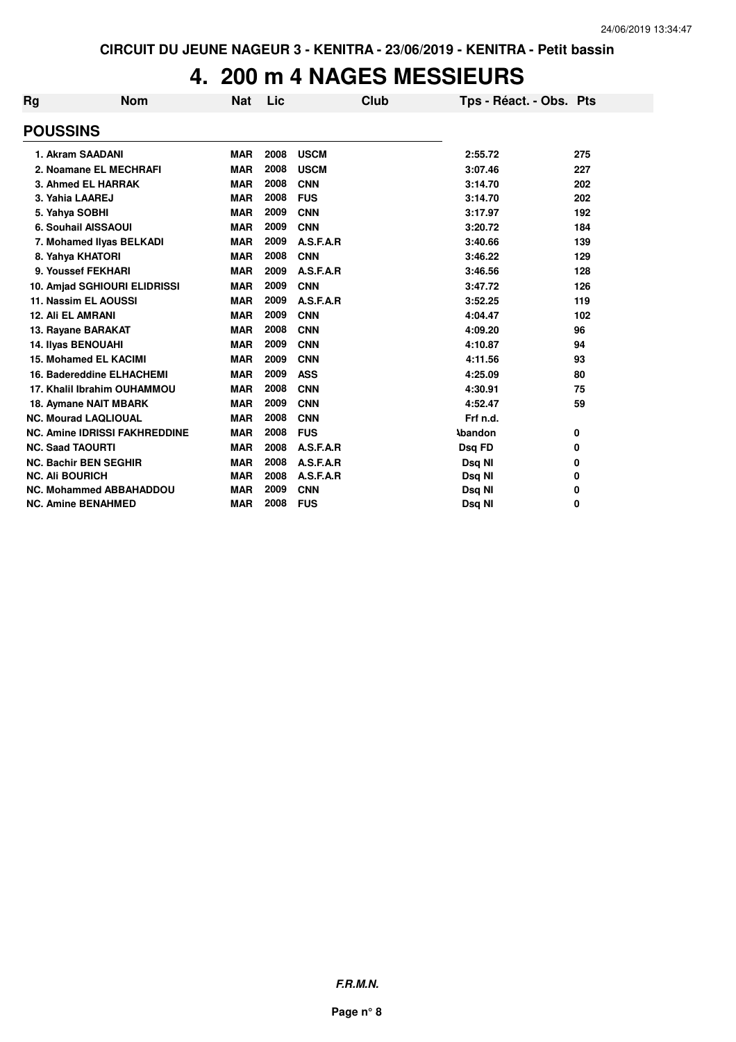CIRCUIT DU JEUNE NAGEUR 3 - KENITRA - 23/06/2019 - KENITRA - Petit bassin

# 4. 200 m 4 NAGES MESSIEURS

| Rg | Nom | Nat | Lic | Club | Tps - Réact. - Obs. | Pts |
|---|---|---|---|---|---|---|
| **POUSSINS** | | | | | | |
| 1. | Akram SAADANI | MAR | 2008 | USCM | 2:55.72 | 275 |
| 2. | Noamane EL MECHRAFI | MAR | 2008 | USCM | 3:07.46 | 227 |
| 3. | Ahmed EL HARRAK | MAR | 2008 | CNN | 3:14.70 | 202 |
| 3. | Yahia LAAREJ | MAR | 2008 | FUS | 3:14.70 | 202 |
| 5. | Yahya SOBHI | MAR | 2009 | CNN | 3:17.97 | 192 |
| 6. | Souhail AISSAOUI | MAR | 2009 | CNN | 3:20.72 | 184 |
| 7. | Mohamed Ilyas BELKADI | MAR | 2009 | A.S.F.A.R | 3:40.66 | 139 |
| 8. | Yahya KHATORI | MAR | 2008 | CNN | 3:46.22 | 129 |
| 9. | Youssef FEKHARI | MAR | 2009 | A.S.F.A.R | 3:46.56 | 128 |
| 10. | Amjad SGHIOURI ELIDRISSI | MAR | 2009 | CNN | 3:47.72 | 126 |
| 11. | Nassim EL AOUSSI | MAR | 2009 | A.S.F.A.R | 3:52.25 | 119 |
| 12. | Ali EL AMRANI | MAR | 2009 | CNN | 4:04.47 | 102 |
| 13. | Rayane BARAKAT | MAR | 2008 | CNN | 4:09.20 | 96 |
| 14. | Ilyas BENOUAHI | MAR | 2009 | CNN | 4:10.87 | 94 |
| 15. | Mohamed EL KACIMI | MAR | 2009 | CNN | 4:11.56 | 93 |
| 16. | Badereddine ELHACHEMI | MAR | 2009 | ASS | 4:25.09 | 80 |
| 17. | Khalil Ibrahim OUHAMMOU | MAR | 2008 | CNN | 4:30.91 | 75 |
| 18. | Aymane NAIT MBARK | MAR | 2009 | CNN | 4:52.47 | 59 |
| NC. | Mourad LAQLIOUAL | MAR | 2008 | CNN | Frf n.d. | |
| NC. | Amine IDRISSI FAKHREDDINE | MAR | 2008 | FUS | Abandon | 0 |
| NC. | Saad TAOURTI | MAR | 2008 | A.S.F.A.R | Dsq FD | 0 |
| NC. | Bachir BEN SEGHIR | MAR | 2008 | A.S.F.A.R | Dsq NI | 0 |
| NC. | Ali BOURICH | MAR | 2008 | A.S.F.A.R | Dsq NI | 0 |
| NC. | Mohammed ABBAHADDOU | MAR | 2009 | CNN | Dsq NI | 0 |
| NC. | Amine BENAHMED | MAR | 2008 | FUS | Dsq NI | 0 |

*F.R.M.N.*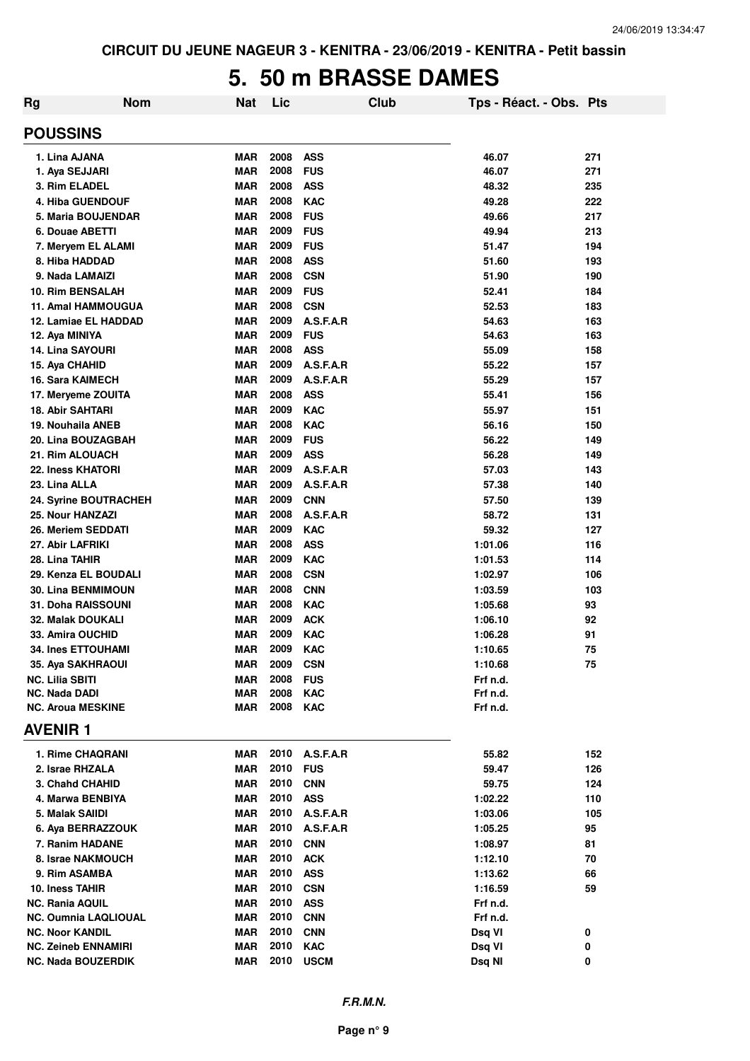CIRCUIT DU JEUNE NAGEUR 3 - KENITRA - 23/06/2019 - KENITRA - Petit bassin

# 5. 50 m BRASSE DAMES

| Rg | Nom | Nat | Lic | Club | Tps - Réact. - Obs. | Pts |
|---|---|---|---|---|---|---|

## POUSSINS

| Rg | Nom | Nat | Lic | Club | Tps - Réact. - Obs. | Pts |
|---|---|---|---|---|---|---|
| 1. | Lina AJANA | MAR | 2008 | ASS | 46.07 | 271 |
| 1. | Aya SEJJARI | MAR | 2008 | FUS | 46.07 | 271 |
| 3. | Rim ELADEL | MAR | 2008 | ASS | 48.32 | 235 |
| 4. | Hiba GUENDOUF | MAR | 2008 | KAC | 49.28 | 222 |
| 5. | Maria BOUJENDAR | MAR | 2008 | FUS | 49.66 | 217 |
| 6. | Douae ABETTI | MAR | 2009 | FUS | 49.94 | 213 |
| 7. | Meryem EL ALAMI | MAR | 2009 | FUS | 51.47 | 194 |
| 8. | Hiba HADDAD | MAR | 2008 | ASS | 51.60 | 193 |
| 9. | Nada LAMAIZI | MAR | 2008 | CSN | 51.90 | 190 |
| 10. | Rim BENSALAH | MAR | 2009 | FUS | 52.41 | 184 |
| 11. | Amal HAMMOUGUA | MAR | 2008 | CSN | 52.53 | 183 |
| 12. | Lamiae EL HADDAD | MAR | 2009 | A.S.F.A.R | 54.63 | 163 |
| 12. | Aya MINIYA | MAR | 2009 | FUS | 54.63 | 163 |
| 14. | Lina SAYOURI | MAR | 2008 | ASS | 55.09 | 158 |
| 15. | Aya CHAHID | MAR | 2009 | A.S.F.A.R | 55.22 | 157 |
| 16. | Sara KAIMECH | MAR | 2009 | A.S.F.A.R | 55.29 | 157 |
| 17. | Meryeme ZOUITA | MAR | 2008 | ASS | 55.41 | 156 |
| 18. | Abir SAHTARI | MAR | 2009 | KAC | 55.97 | 151 |
| 19. | Nouhaila ANEB | MAR | 2008 | KAC | 56.16 | 150 |
| 20. | Lina BOUZAGBAH | MAR | 2009 | FUS | 56.22 | 149 |
| 21. | Rim ALOUACH | MAR | 2009 | ASS | 56.28 | 149 |
| 22. | Iness KHATORI | MAR | 2009 | A.S.F.A.R | 57.03 | 143 |
| 23. | Lina ALLA | MAR | 2009 | A.S.F.A.R | 57.38 | 140 |
| 24. | Syrine BOUTRACHEH | MAR | 2009 | CNN | 57.50 | 139 |
| 25. | Nour HANZAZI | MAR | 2008 | A.S.F.A.R | 58.72 | 131 |
| 26. | Meriem SEDDATI | MAR | 2009 | KAC | 59.32 | 127 |
| 27. | Abir LAFRIKI | MAR | 2008 | ASS | 1:01.06 | 116 |
| 28. | Lina TAHIR | MAR | 2009 | KAC | 1:01.53 | 114 |
| 29. | Kenza EL BOUDALI | MAR | 2008 | CSN | 1:02.97 | 106 |
| 30. | Lina BENMIMOUN | MAR | 2008 | CNN | 1:03.59 | 103 |
| 31. | Doha RAISSOUNI | MAR | 2008 | KAC | 1:05.68 | 93 |
| 32. | Malak DOUKALI | MAR | 2009 | ACK | 1:06.10 | 92 |
| 33. | Amira OUCHID | MAR | 2009 | KAC | 1:06.28 | 91 |
| 34. | Ines ETTOUHAMI | MAR | 2009 | KAC | 1:10.65 | 75 |
| 35. | Aya SAKHRAOUI | MAR | 2009 | CSN | 1:10.68 | 75 |
| NC. | Lilia SBITI | MAR | 2008 | FUS | Frf n.d. | |
| NC. | Nada DADI | MAR | 2008 | KAC | Frf n.d. | |
| NC. | Aroua MESKINE | MAR | 2008 | KAC | Frf n.d. | |

## AVENIR 1

| Rg | Nom | Nat | Lic | Club | Tps - Réact. - Obs. | Pts |
|---|---|---|---|---|---|---|
| 1. | Rime CHAQRANI | MAR | 2010 | A.S.F.A.R | 55.82 | 152 |
| 2. | Israe RHZALA | MAR | 2010 | FUS | 59.47 | 126 |
| 3. | Chahd CHAHID | MAR | 2010 | CNN | 59.75 | 124 |
| 4. | Marwa BENBIYA | MAR | 2010 | ASS | 1:02.22 | 110 |
| 5. | Malak SAIIDI | MAR | 2010 | A.S.F.A.R | 1:03.06 | 105 |
| 6. | Aya BERRAZZOUK | MAR | 2010 | A.S.F.A.R | 1:05.25 | 95 |
| 7. | Ranim HADANE | MAR | 2010 | CNN | 1:08.97 | 81 |
| 8. | Israe NAKMOUCH | MAR | 2010 | ACK | 1:12.10 | 70 |
| 9. | Rim ASAMBA | MAR | 2010 | ASS | 1:13.62 | 66 |
| 10. | Iness TAHIR | MAR | 2010 | CSN | 1:16.59 | 59 |
| NC. | Rania AQUIL | MAR | 2010 | ASS | Frf n.d. | |
| NC. | Oumnia LAQLIOUAL | MAR | 2010 | CNN | Frf n.d. | |
| NC. | Noor KANDIL | MAR | 2010 | CNN | Dsq VI | 0 |
| NC. | Zeineb ENNAMIRI | MAR | 2010 | KAC | Dsq VI | 0 |
| NC. | Nada BOUZERDIK | MAR | 2010 | USCM | Dsq NI | 0 |

*F.R.M.N.*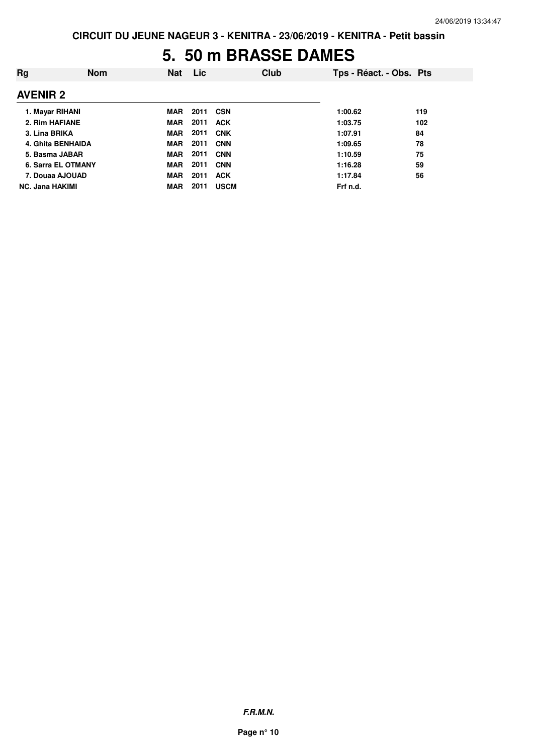CIRCUIT DU JEUNE NAGEUR 3 - KENITRA - 23/06/2019 - KENITRA - Petit bassin

# 5. 50 m BRASSE DAMES

| Rg | Nom | Nat | Lic | Club | Tps - Réact. - Obs. | Pts |
|---|---|---|---|---|---|---|

## AVENIR 2

| Rg | Nom | Nat | Lic | Club | Tps - Réact. - Obs. | Pts |
|---|---|---|---|---|---|---|
| 1. | Mayar RIHANI | MAR | 2011 | CSN | 1:00.62 | 119 |
| 2. | Rim HAFIANE | MAR | 2011 | ACK | 1:03.75 | 102 |
| 3. | Lina BRIKA | MAR | 2011 | CNK | 1:07.91 | 84 |
| 4. | Ghita BENHAIDA | MAR | 2011 | CNN | 1:09.65 | 78 |
| 5. | Basma JABAR | MAR | 2011 | CNN | 1:10.59 | 75 |
| 6. | Sarra EL OTMANY | MAR | 2011 | CNN | 1:16.28 | 59 |
| 7. | Douaa AJOUAD | MAR | 2011 | ACK | 1:17.84 | 56 |
| NC. | Jana HAKIMI | MAR | 2011 | USCM | Frf n.d. | |

***F.R.M.N.***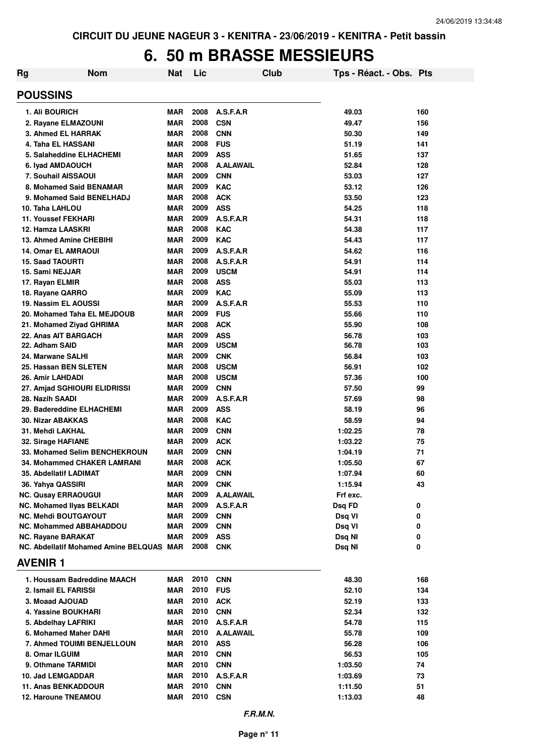CIRCUIT DU JEUNE NAGEUR 3 - KENITRA - 23/06/2019 - KENITRA - Petit bassin

# 6. 50 m BRASSE MESSIEURS

| Rg | Nom | Nat | Lic | Club | Tps - Réact. - Obs. | Pts |
|---|---|---|---|---|---|---|
| **POUSSINS** | | | | | | |
| 1. | Ali BOURICH | MAR | 2008 | A.S.F.A.R | 49.03 | 160 |
| 2. | Rayane ELMAZOUNI | MAR | 2008 | CSN | 49.47 | 156 |
| 3. | Ahmed EL HARRAK | MAR | 2008 | CNN | 50.30 | 149 |
| 4. | Taha EL HASSANI | MAR | 2008 | FUS | 51.19 | 141 |
| 5. | Salaheddine ELHACHEMI | MAR | 2009 | ASS | 51.65 | 137 |
| 6. | Iyad AMDAOUCH | MAR | 2008 | A.ALAWAIL | 52.84 | 128 |
| 7. | Souhail AISSAOUI | MAR | 2009 | CNN | 53.03 | 127 |
| 8. | Mohamed Said BENAMAR | MAR | 2009 | KAC | 53.12 | 126 |
| 9. | Mohamed Said BENELHADJ | MAR | 2008 | ACK | 53.50 | 123 |
| 10. | Taha LAHLOU | MAR | 2009 | ASS | 54.25 | 118 |
| 11. | Youssef FEKHARI | MAR | 2009 | A.S.F.A.R | 54.31 | 118 |
| 12. | Hamza LAASKRI | MAR | 2008 | KAC | 54.38 | 117 |
| 13. | Ahmed Amine CHEBIHI | MAR | 2009 | KAC | 54.43 | 117 |
| 14. | Omar EL AMRAOUI | MAR | 2009 | A.S.F.A.R | 54.62 | 116 |
| 15. | Saad TAOURTI | MAR | 2008 | A.S.F.A.R | 54.91 | 114 |
| 15. | Sami NEJJAR | MAR | 2009 | USCM | 54.91 | 114 |
| 17. | Rayan ELMIR | MAR | 2008 | ASS | 55.03 | 113 |
| 18. | Rayane QARRO | MAR | 2009 | KAC | 55.09 | 113 |
| 19. | Nassim EL AOUSSI | MAR | 2009 | A.S.F.A.R | 55.53 | 110 |
| 20. | Mohamed Taha EL MEJDOUB | MAR | 2009 | FUS | 55.66 | 110 |
| 21. | Mohamed Ziyad GHRIMA | MAR | 2008 | ACK | 55.90 | 108 |
| 22. | Anas AIT BARGACH | MAR | 2009 | ASS | 56.78 | 103 |
| 22. | Adham SAID | MAR | 2009 | USCM | 56.78 | 103 |
| 24. | Marwane SALHI | MAR | 2009 | CNK | 56.84 | 103 |
| 25. | Hassan BEN SLETEN | MAR | 2008 | USCM | 56.91 | 102 |
| 26. | Amir LAHDADI | MAR | 2008 | USCM | 57.36 | 100 |
| 27. | Amjad SGHIOURI ELIDRISSI | MAR | 2009 | CNN | 57.50 | 99 |
| 28. | Nazih SAADI | MAR | 2009 | A.S.F.A.R | 57.69 | 98 |
| 29. | Badereddine ELHACHEMI | MAR | 2009 | ASS | 58.19 | 96 |
| 30. | Nizar ABAKKAS | MAR | 2008 | KAC | 58.59 | 94 |
| 31. | Mehdi LAKHAL | MAR | 2009 | CNN | 1:02.25 | 78 |
| 32. | Sirage HAFIANE | MAR | 2009 | ACK | 1:03.22 | 75 |
| 33. | Mohamed Selim BENCHEKROUN | MAR | 2009 | CNN | 1:04.19 | 71 |
| 34. | Mohammed CHAKER LAMRANI | MAR | 2008 | ACK | 1:05.50 | 67 |
| 35. | Abdellatif LADIMAT | MAR | 2009 | CNN | 1:07.94 | 60 |
| 36. | Yahya QASSIRI | MAR | 2009 | CNK | 1:15.94 | 43 |
| NC. | Qusay ERRAOUGUI | MAR | 2009 | A.ALAWAIL | Frf exc. | |
| NC. | Mohamed Ilyas BELKADI | MAR | 2009 | A.S.F.A.R | Dsq FD | 0 |
| NC. | Mehdi BOUTGAYOUT | MAR | 2009 | CNN | Dsq VI | 0 |
| NC. | Mohammed ABBAHADDOU | MAR | 2009 | CNN | Dsq VI | 0 |
| NC. | Rayane BARAKAT | MAR | 2009 | ASS | Dsq NI | 0 |
| NC. | Abdellatif Mohamed Amine BELQUAS | MAR | 2008 | CNK | Dsq NI | 0 |
| **AVENIR 1** | | | | | | |
| 1. | Houssam Badreddine MAACH | MAR | 2010 | CNN | 48.30 | 168 |
| 2. | Ismail EL FARISSI | MAR | 2010 | FUS | 52.10 | 134 |
| 3. | Moaad AJOUAD | MAR | 2010 | ACK | 52.19 | 133 |
| 4. | Yassine BOUKHARI | MAR | 2010 | CNN | 52.34 | 132 |
| 5. | Abdelhay LAFRIKI | MAR | 2010 | A.S.F.A.R | 54.78 | 115 |
| 6. | Mohamed Maher DAHI | MAR | 2010 | A.ALAWAIL | 55.78 | 109 |
| 7. | Ahmed TOUIMI BENJELLOUN | MAR | 2010 | ASS | 56.28 | 106 |
| 8. | Omar ILGUIM | MAR | 2010 | CNN | 56.53 | 105 |
| 9. | Othmane TARMIDI | MAR | 2010 | CNN | 1:03.50 | 74 |
| 10. | Jad LEMGADDAR | MAR | 2010 | A.S.F.A.R | 1:03.69 | 73 |
| 11. | Anas BENKADDOUR | MAR | 2010 | CNN | 1:11.50 | 51 |
| 12. | Haroune TNEAMOU | MAR | 2010 | CSN | 1:13.03 | 48 |

*F.R.M.N.*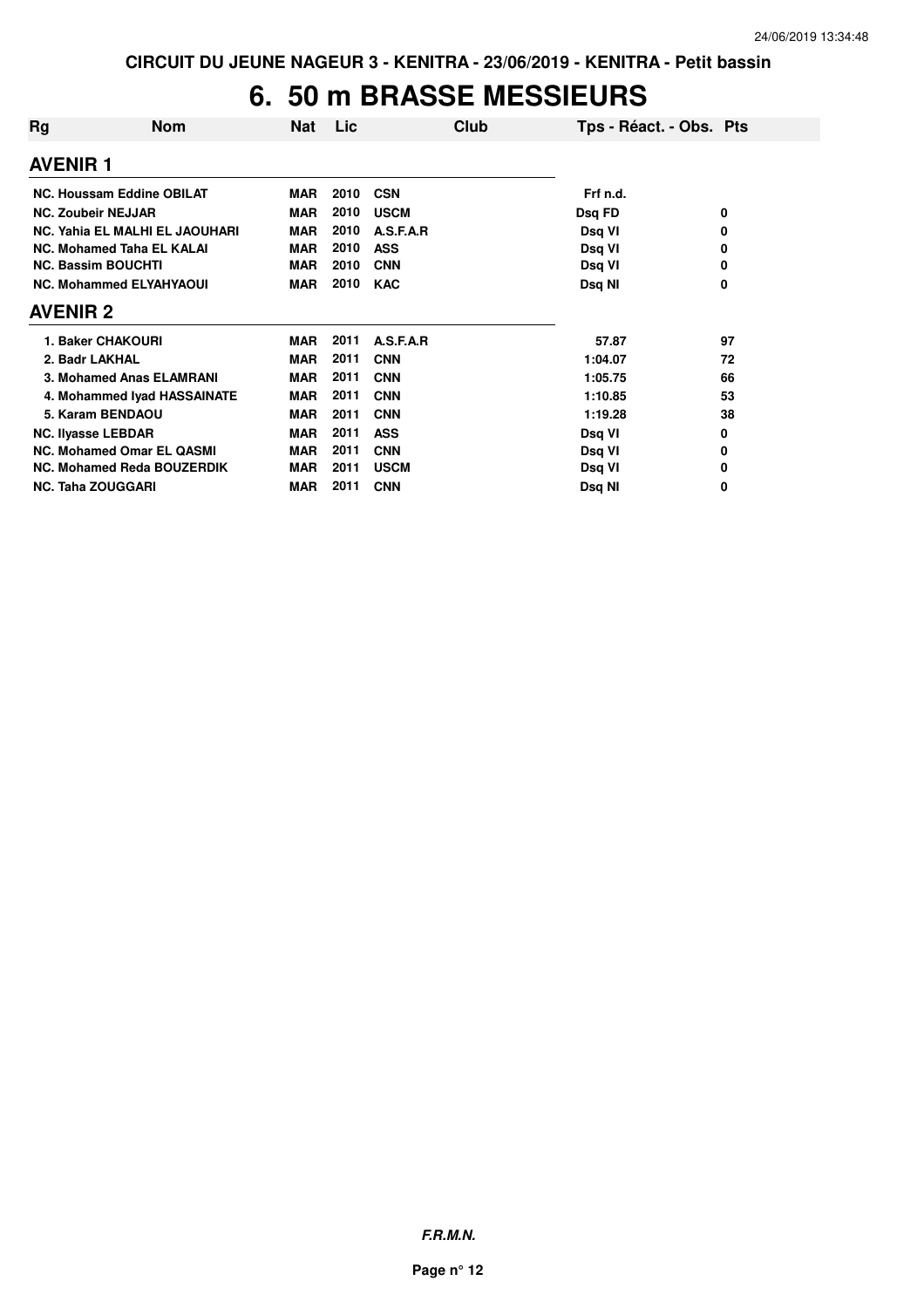CIRCUIT DU JEUNE NAGEUR 3 - KENITRA - 23/06/2019 - KENITRA - Petit bassin

# 6. 50 m BRASSE MESSIEURS

| Rg | Nom | Nat | Lic | Club | Tps - Réact. - Obs. | Pts |
|---|---|---|---|---|---|---|
| **AVENIR 1** | | | | | | |
| NC. | Houssam Eddine OBILAT | MAR | 2010 | CSN | Frf n.d. | |
| NC. | Zoubeir NEJJAR | MAR | 2010 | USCM | Dsq FD | 0 |
| NC. | Yahia EL MALHI EL JAOUHARI | MAR | 2010 | A.S.F.A.R | Dsq VI | 0 |
| NC. | Mohamed Taha EL KALAI | MAR | 2010 | ASS | Dsq VI | 0 |
| NC. | Bassim BOUCHTI | MAR | 2010 | CNN | Dsq VI | 0 |
| NC. | Mohammed ELYAHYAOUI | MAR | 2010 | KAC | Dsq NI | 0 |
| **AVENIR 2** | | | | | | |
| 1. | Baker CHAKOURI | MAR | 2011 | A.S.F.A.R | 57.87 | 97 |
| 2. | Badr LAKHAL | MAR | 2011 | CNN | 1:04.07 | 72 |
| 3. | Mohamed Anas ELAMRANI | MAR | 2011 | CNN | 1:05.75 | 66 |
| 4. | Mohammed Iyad HASSAINATE | MAR | 2011 | CNN | 1:10.85 | 53 |
| 5. | Karam BENDAOU | MAR | 2011 | CNN | 1:19.28 | 38 |
| NC. | Ilyasse LEBDAR | MAR | 2011 | ASS | Dsq VI | 0 |
| NC. | Mohamed Omar EL QASMI | MAR | 2011 | CNN | Dsq VI | 0 |
| NC. | Mohamed Reda BOUZERDIK | MAR | 2011 | USCM | Dsq VI | 0 |
| NC. | Taha ZOUGGARI | MAR | 2011 | CNN | Dsq NI | 0 |

*F.R.M.N.*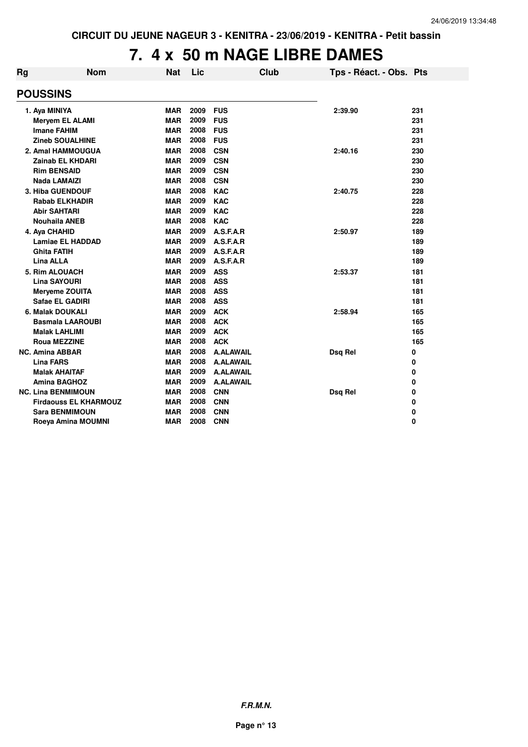CIRCUIT DU JEUNE NAGEUR 3 - KENITRA - 23/06/2019 - KENITRA - Petit bassin

# 7. 4 x 50 m NAGE LIBRE DAMES

| Rg | Nom | Nat | Lic | Club | Tps - Réact. - Obs. | Pts |
|---|---|---|---|---|---|---|
| **POUSSINS** | | | | | | |
| 1. | Aya MINIYA | MAR | 2009 | FUS | 2:39.90 | 231 |
| | Meryem EL ALAMI | MAR | 2009 | FUS | | 231 |
| | Imane FAHIM | MAR | 2008 | FUS | | 231 |
| | Zineb SOUALHINE | MAR | 2008 | FUS | | 231 |
| 2. | Amal HAMMOUGUA | MAR | 2008 | CSN | 2:40.16 | 230 |
| | Zainab EL KHDARI | MAR | 2009 | CSN | | 230 |
| | Rim BENSAID | MAR | 2009 | CSN | | 230 |
| | Nada LAMAIZI | MAR | 2008 | CSN | | 230 |
| 3. | Hiba GUENDOUF | MAR | 2008 | KAC | 2:40.75 | 228 |
| | Rabab ELKHADIR | MAR | 2009 | KAC | | 228 |
| | Abir SAHTARI | MAR | 2009 | KAC | | 228 |
| | Nouhaila ANEB | MAR | 2008 | KAC | | 228 |
| 4. | Aya CHAHID | MAR | 2009 | A.S.F.A.R | 2:50.97 | 189 |
| | Lamiae EL HADDAD | MAR | 2009 | A.S.F.A.R | | 189 |
| | Ghita FATIH | MAR | 2009 | A.S.F.A.R | | 189 |
| | Lina ALLA | MAR | 2009 | A.S.F.A.R | | 189 |
| 5. | Rim ALOUACH | MAR | 2009 | ASS | 2:53.37 | 181 |
| | Lina SAYOURI | MAR | 2008 | ASS | | 181 |
| | Meryeme ZOUITA | MAR | 2008 | ASS | | 181 |
| | Safae EL GADIRI | MAR | 2008 | ASS | | 181 |
| 6. | Malak DOUKALI | MAR | 2009 | ACK | 2:58.94 | 165 |
| | Basmala LAAROUBI | MAR | 2008 | ACK | | 165 |
| | Malak LAHLIMI | MAR | 2009 | ACK | | 165 |
| | Roua MEZZINE | MAR | 2008 | ACK | | 165 |
| NC. | Amina ABBAR | MAR | 2008 | A.ALAWAIL | Dsq Rel | 0 |
| | Lina FARS | MAR | 2008 | A.ALAWAIL | | 0 |
| | Malak AHAITAF | MAR | 2009 | A.ALAWAIL | | 0 |
| | Amina BAGHOZ | MAR | 2009 | A.ALAWAIL | | 0 |
| NC. | Lina BENMIMOUN | MAR | 2008 | CNN | Dsq Rel | 0 |
| | Firdaouss EL KHARMOUZ | MAR | 2008 | CNN | | 0 |
| | Sara BENMIMOUN | MAR | 2008 | CNN | | 0 |
| | Roeya Amina MOUMNI | MAR | 2008 | CNN | | 0 |

*F.R.M.N.*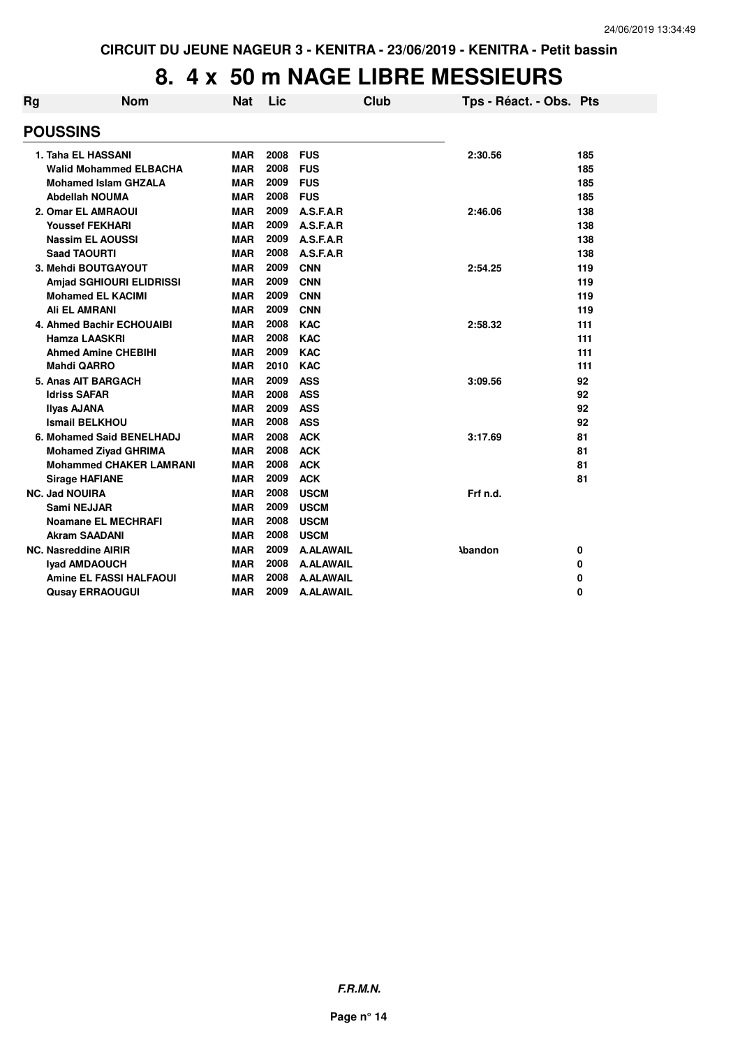CIRCUIT DU JEUNE NAGEUR 3 - KENITRA - 23/06/2019 - KENITRA - Petit bassin

# 8. 4 x 50 m NAGE LIBRE MESSIEURS

| Rg | Nom | Nat | Lic | Club | Tps - Réact. - Obs. | Pts |
|---|---|---|---|---|---|---|
| **POUSSINS** | | | | | | |
| 1. | Taha EL HASSANI | MAR | 2008 | FUS | 2:30.56 | 185 |
| | Walid Mohammed ELBACHA | MAR | 2008 | FUS | | 185 |
| | Mohamed Islam GHZALA | MAR | 2009 | FUS | | 185 |
| | Abdellah NOUMA | MAR | 2008 | FUS | | 185 |
| 2. | Omar EL AMRAOUI | MAR | 2009 | A.S.F.A.R | 2:46.06 | 138 |
| | Youssef FEKHARI | MAR | 2009 | A.S.F.A.R | | 138 |
| | Nassim EL AOUSSI | MAR | 2009 | A.S.F.A.R | | 138 |
| | Saad TAOURTI | MAR | 2008 | A.S.F.A.R | | 138 |
| 3. | Mehdi BOUTGAYOUT | MAR | 2009 | CNN | 2:54.25 | 119 |
| | Amjad SGHIOURI ELIDRISSI | MAR | 2009 | CNN | | 119 |
| | Mohamed EL KACIMI | MAR | 2009 | CNN | | 119 |
| | Ali EL AMRANI | MAR | 2009 | CNN | | 119 |
| 4. | Ahmed Bachir ECHOUAIBI | MAR | 2008 | KAC | 2:58.32 | 111 |
| | Hamza LAASKRI | MAR | 2008 | KAC | | 111 |
| | Ahmed Amine CHEBIHI | MAR | 2009 | KAC | | 111 |
| | Mahdi QARRO | MAR | 2010 | KAC | | 111 |
| 5. | Anas AIT BARGACH | MAR | 2009 | ASS | 3:09.56 | 92 |
| | Idriss SAFAR | MAR | 2008 | ASS | | 92 |
| | Ilyas AJANA | MAR | 2009 | ASS | | 92 |
| | Ismail BELKHOU | MAR | 2008 | ASS | | 92 |
| 6. | Mohamed Said BENELHADJ | MAR | 2008 | ACK | 3:17.69 | 81 |
| | Mohamed Ziyad GHRIMA | MAR | 2008 | ACK | | 81 |
| | Mohammed CHAKER LAMRANI | MAR | 2008 | ACK | | 81 |
| | Sirage HAFIANE | MAR | 2009 | ACK | | 81 |
| NC. | Jad NOUIRA | MAR | 2008 | USCM | Frf n.d. | |
| | Sami NEJJAR | MAR | 2009 | USCM | | |
| | Noamane EL MECHRAFI | MAR | 2008 | USCM | | |
| | Akram SAADANI | MAR | 2008 | USCM | | |
| NC. | Nasreddine AIRIR | MAR | 2009 | A.ALAWAIL | Abandon | 0 |
| | Iyad AMDAOUCH | MAR | 2008 | A.ALAWAIL | | 0 |
| | Amine EL FASSI HALFAOUI | MAR | 2008 | A.ALAWAIL | | 0 |
| | Qusay ERRAOUGUI | MAR | 2009 | A.ALAWAIL | | 0 |

*F.R.M.N.*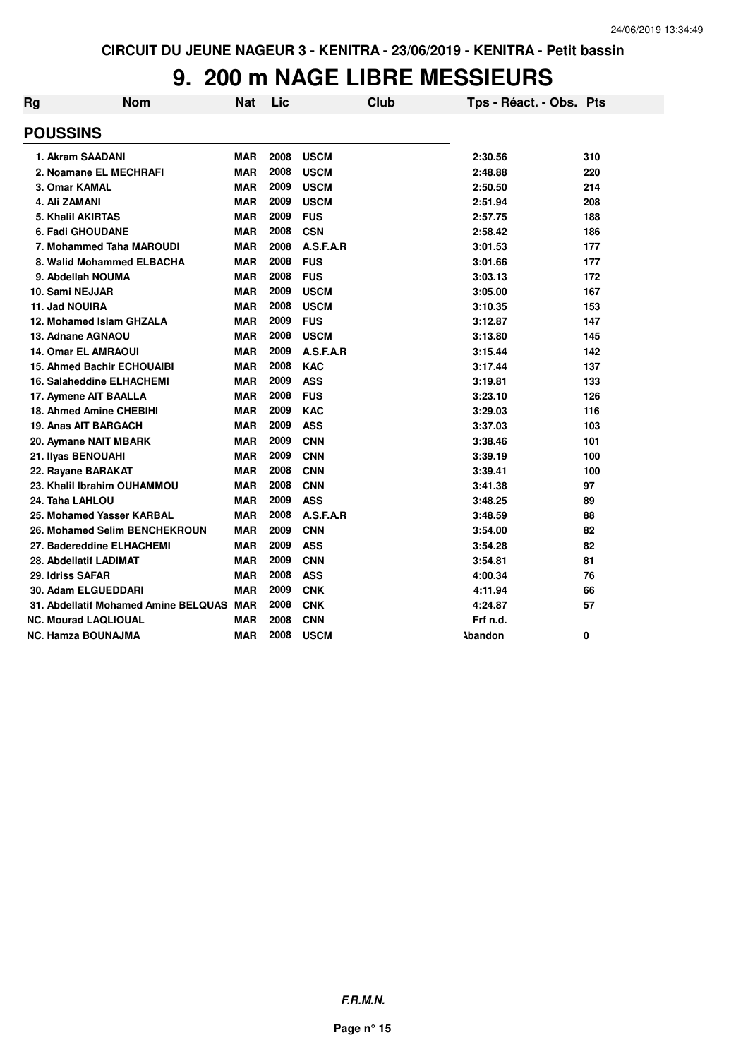CIRCUIT DU JEUNE NAGEUR 3 - KENITRA - 23/06/2019 - KENITRA - Petit bassin

# 9. 200 m NAGE LIBRE MESSIEURS

| Rg | Nom | Nat | Lic | Club | Tps - Réact. - Obs. | Pts |
|---|---|---|---|---|---|---|
| **POUSSINS** | | | | | | |
| 1. | Akram SAADANI | MAR | 2008 | USCM | 2:30.56 | 310 |
| 2. | Noamane EL MECHRAFI | MAR | 2008 | USCM | 2:48.88 | 220 |
| 3. | Omar KAMAL | MAR | 2009 | USCM | 2:50.50 | 214 |
| 4. | Ali ZAMANI | MAR | 2009 | USCM | 2:51.94 | 208 |
| 5. | Khalil AKIRTAS | MAR | 2009 | FUS | 2:57.75 | 188 |
| 6. | Fadi GHOUDANE | MAR | 2008 | CSN | 2:58.42 | 186 |
| 7. | Mohammed Taha MAROUDI | MAR | 2008 | A.S.F.A.R | 3:01.53 | 177 |
| 8. | Walid Mohammed ELBACHA | MAR | 2008 | FUS | 3:01.66 | 177 |
| 9. | Abdellah NOUMA | MAR | 2008 | FUS | 3:03.13 | 172 |
| 10. | Sami NEJJAR | MAR | 2009 | USCM | 3:05.00 | 167 |
| 11. | Jad NOUIRA | MAR | 2008 | USCM | 3:10.35 | 153 |
| 12. | Mohamed Islam GHZALA | MAR | 2009 | FUS | 3:12.87 | 147 |
| 13. | Adnane AGNAOU | MAR | 2008 | USCM | 3:13.80 | 145 |
| 14. | Omar EL AMRAOUI | MAR | 2009 | A.S.F.A.R | 3:15.44 | 142 |
| 15. | Ahmed Bachir ECHOUAIBI | MAR | 2008 | KAC | 3:17.44 | 137 |
| 16. | Salaheddine ELHACHEMI | MAR | 2009 | ASS | 3:19.81 | 133 |
| 17. | Aymene AIT BAALLA | MAR | 2008 | FUS | 3:23.10 | 126 |
| 18. | Ahmed Amine CHEBIHI | MAR | 2009 | KAC | 3:29.03 | 116 |
| 19. | Anas AIT BARGACH | MAR | 2009 | ASS | 3:37.03 | 103 |
| 20. | Aymane NAIT MBARK | MAR | 2009 | CNN | 3:38.46 | 101 |
| 21. | Ilyas BENOUAHI | MAR | 2009 | CNN | 3:39.19 | 100 |
| 22. | Rayane BARAKAT | MAR | 2008 | CNN | 3:39.41 | 100 |
| 23. | Khalil Ibrahim OUHAMMOU | MAR | 2008 | CNN | 3:41.38 | 97 |
| 24. | Taha LAHLOU | MAR | 2009 | ASS | 3:48.25 | 89 |
| 25. | Mohamed Yasser KARBAL | MAR | 2008 | A.S.F.A.R | 3:48.59 | 88 |
| 26. | Mohamed Selim BENCHEKROUN | MAR | 2009 | CNN | 3:54.00 | 82 |
| 27. | Badereddine ELHACHEMI | MAR | 2009 | ASS | 3:54.28 | 82 |
| 28. | Abdellatif LADIMAT | MAR | 2009 | CNN | 3:54.81 | 81 |
| 29. | Idriss SAFAR | MAR | 2008 | ASS | 4:00.34 | 76 |
| 30. | Adam ELGUEDDARI | MAR | 2009 | CNK | 4:11.94 | 66 |
| 31. | Abdellatif Mohamed Amine BELQUAS | MAR | 2008 | CNK | 4:24.87 | 57 |
| NC. | Mourad LAQLIOUAL | MAR | 2008 | CNN | Frf n.d. | |
| NC. | Hamza BOUNAJMA | MAR | 2008 | USCM | Abandon | 0 |

F.R.M.N.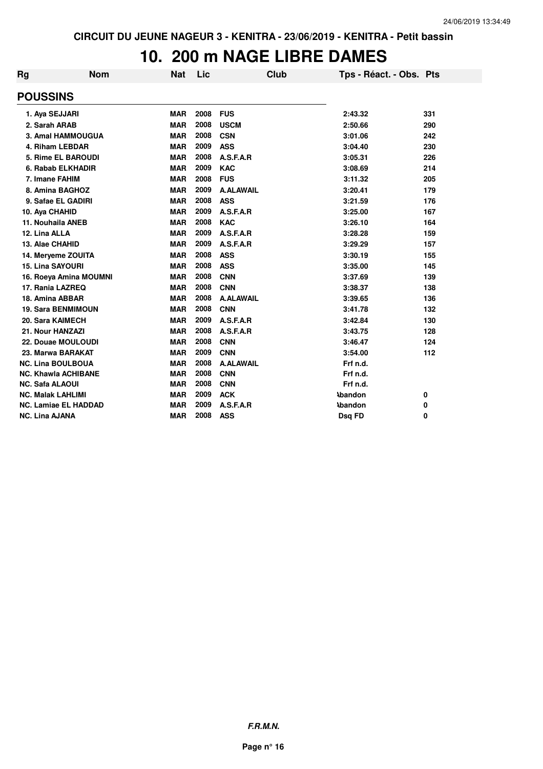CIRCUIT DU JEUNE NAGEUR 3 - KENITRA - 23/06/2019 - KENITRA - Petit bassin

# 10. 200 m NAGE LIBRE DAMES

| Rg | Nom | Nat | Lic | Club | Tps - Réact. - Obs. | Pts |
|---|---|---|---|---|---|---|
| **POUSSINS** | | | | | | |
| 1. | Aya SEJJARI | MAR | 2008 | FUS | 2:43.32 | 331 |
| 2. | Sarah ARAB | MAR | 2008 | USCM | 2:50.66 | 290 |
| 3. | Amal HAMMOUGUA | MAR | 2008 | CSN | 3:01.06 | 242 |
| 4. | Riham LEBDAR | MAR | 2009 | ASS | 3:04.40 | 230 |
| 5. | Rime EL BAROUDI | MAR | 2008 | A.S.F.A.R | 3:05.31 | 226 |
| 6. | Rabab ELKHADIR | MAR | 2009 | KAC | 3:08.69 | 214 |
| 7. | Imane FAHIM | MAR | 2008 | FUS | 3:11.32 | 205 |
| 8. | Amina BAGHOZ | MAR | 2009 | A.ALAWAIL | 3:20.41 | 179 |
| 9. | Safae EL GADIRI | MAR | 2008 | ASS | 3:21.59 | 176 |
| 10. | Aya CHAHID | MAR | 2009 | A.S.F.A.R | 3:25.00 | 167 |
| 11. | Nouhaila ANEB | MAR | 2008 | KAC | 3:26.10 | 164 |
| 12. | Lina ALLA | MAR | 2009 | A.S.F.A.R | 3:28.28 | 159 |
| 13. | Alae CHAHID | MAR | 2009 | A.S.F.A.R | 3:29.29 | 157 |
| 14. | Meryeme ZOUITA | MAR | 2008 | ASS | 3:30.19 | 155 |
| 15. | Lina SAYOURI | MAR | 2008 | ASS | 3:35.00 | 145 |
| 16. | Roeya Amina MOUMNI | MAR | 2008 | CNN | 3:37.69 | 139 |
| 17. | Rania LAZREQ | MAR | 2008 | CNN | 3:38.37 | 138 |
| 18. | Amina ABBAR | MAR | 2008 | A.ALAWAIL | 3:39.65 | 136 |
| 19. | Sara BENMIMOUN | MAR | 2008 | CNN | 3:41.78 | 132 |
| 20. | Sara KAIMECH | MAR | 2009 | A.S.F.A.R | 3:42.84 | 130 |
| 21. | Nour HANZAZI | MAR | 2008 | A.S.F.A.R | 3:43.75 | 128 |
| 22. | Douae MOULOUDI | MAR | 2008 | CNN | 3:46.47 | 124 |
| 23. | Marwa BARAKAT | MAR | 2009 | CNN | 3:54.00 | 112 |
| NC. | Lina BOULBOUA | MAR | 2008 | A.ALAWAIL | Frf n.d. | |
| NC. | Khawla ACHIBANE | MAR | 2008 | CNN | Frf n.d. | |
| NC. | Safa ALAOUI | MAR | 2008 | CNN | Frf n.d. | |
| NC. | Malak LAHLIMI | MAR | 2009 | ACK | Abandon | 0 |
| NC. | Lamiae EL HADDAD | MAR | 2009 | A.S.F.A.R | Abandon | 0 |
| NC. | Lina AJANA | MAR | 2008 | ASS | Dsq FD | 0 |

***F.R.M.N.***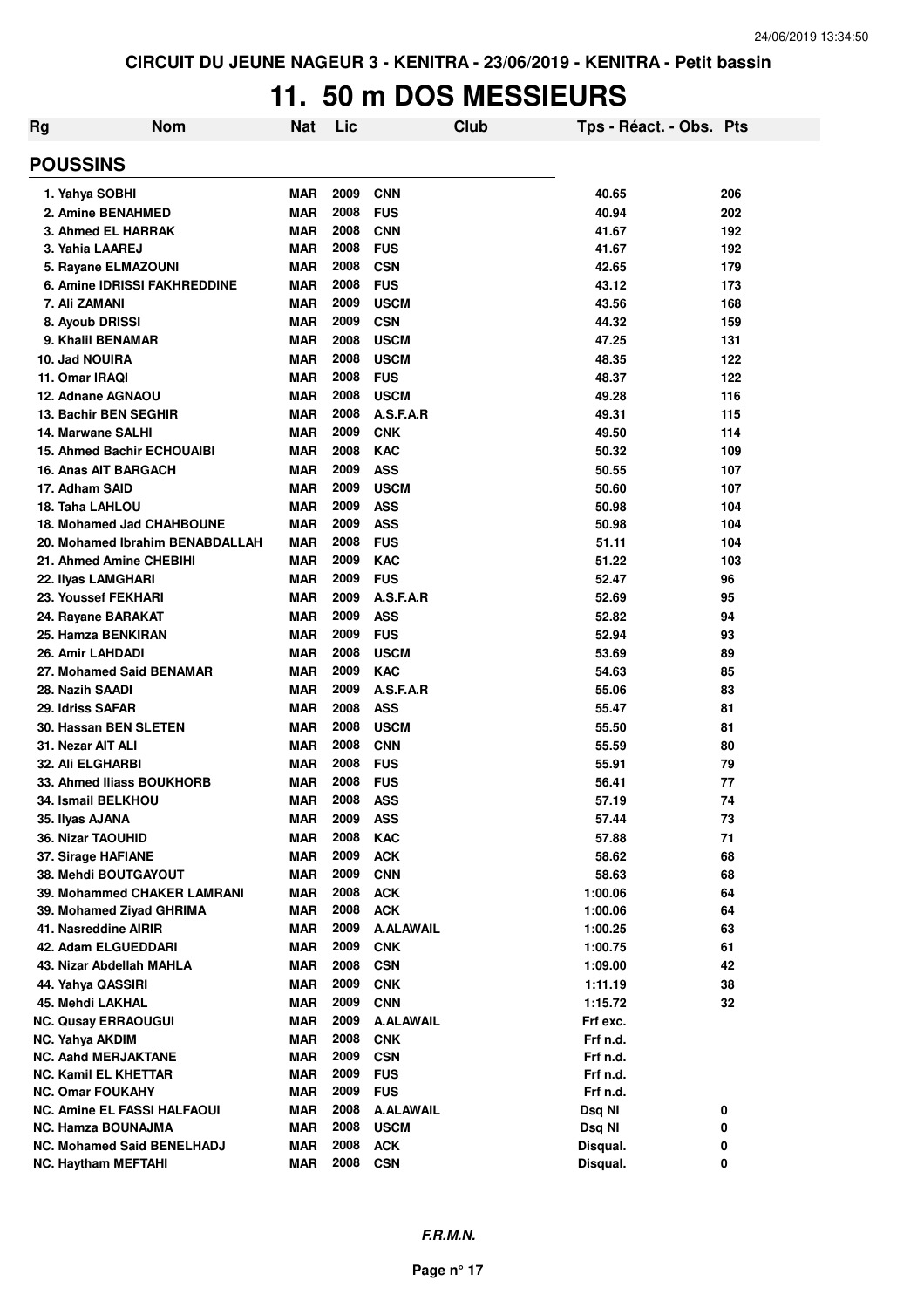CIRCUIT DU JEUNE NAGEUR 3 - KENITRA - 23/06/2019 - KENITRA - Petit bassin

# 11. 50 m DOS MESSIEURS

| Rg | Nom | Nat | Lic | Club | Tps - Réact. - Obs. | Pts |
|---|---|---|---|---|---|---|
| **POUSSINS** | | | | | | |
| 1. | Yahya SOBHI | MAR | 2009 | CNN | 40.65 | 206 |
| 2. | Amine BENAHMED | MAR | 2008 | FUS | 40.94 | 202 |
| 3. | Ahmed EL HARRAK | MAR | 2008 | CNN | 41.67 | 192 |
| 3. | Yahia LAAREJ | MAR | 2008 | FUS | 41.67 | 192 |
| 5. | Rayane ELMAZOUNI | MAR | 2008 | CSN | 42.65 | 179 |
| 6. | Amine IDRISSI FAKHREDDINE | MAR | 2008 | FUS | 43.12 | 173 |
| 7. | Ali ZAMANI | MAR | 2009 | USCM | 43.56 | 168 |
| 8. | Ayoub DRISSI | MAR | 2009 | CSN | 44.32 | 159 |
| 9. | Khalil BENAMAR | MAR | 2008 | USCM | 47.25 | 131 |
| 10. | Jad NOUIRA | MAR | 2008 | USCM | 48.35 | 122 |
| 11. | Omar IRAQI | MAR | 2008 | FUS | 48.37 | 122 |
| 12. | Adnane AGNAOU | MAR | 2008 | USCM | 49.28 | 116 |
| 13. | Bachir BEN SEGHIR | MAR | 2008 | A.S.F.A.R | 49.31 | 115 |
| 14. | Marwane SALHI | MAR | 2009 | CNK | 49.50 | 114 |
| 15. | Ahmed Bachir ECHOUAIBI | MAR | 2008 | KAC | 50.32 | 109 |
| 16. | Anas AIT BARGACH | MAR | 2009 | ASS | 50.55 | 107 |
| 17. | Adham SAID | MAR | 2009 | USCM | 50.60 | 107 |
| 18. | Taha LAHLOU | MAR | 2009 | ASS | 50.98 | 104 |
| 18. | Mohamed Jad CHAHBOUNE | MAR | 2009 | ASS | 50.98 | 104 |
| 20. | Mohamed Ibrahim BENABDALLAH | MAR | 2008 | FUS | 51.11 | 104 |
| 21. | Ahmed Amine CHEBIHI | MAR | 2009 | KAC | 51.22 | 103 |
| 22. | Ilyas LAMGHARI | MAR | 2009 | FUS | 52.47 | 96 |
| 23. | Youssef FEKHARI | MAR | 2009 | A.S.F.A.R | 52.69 | 95 |
| 24. | Rayane BARAKAT | MAR | 2009 | ASS | 52.82 | 94 |
| 25. | Hamza BENKIRAN | MAR | 2009 | FUS | 52.94 | 93 |
| 26. | Amir LAHDADI | MAR | 2008 | USCM | 53.69 | 89 |
| 27. | Mohamed Said BENAMAR | MAR | 2009 | KAC | 54.63 | 85 |
| 28. | Nazih SAADI | MAR | 2009 | A.S.F.A.R | 55.06 | 83 |
| 29. | Idriss SAFAR | MAR | 2008 | ASS | 55.47 | 81 |
| 30. | Hassan BEN SLETEN | MAR | 2008 | USCM | 55.50 | 81 |
| 31. | Nezar AIT ALI | MAR | 2008 | CNN | 55.59 | 80 |
| 32. | Ali ELGHARBI | MAR | 2008 | FUS | 55.91 | 79 |
| 33. | Ahmed Iliass BOUKHORB | MAR | 2008 | FUS | 56.41 | 77 |
| 34. | Ismail BELKHOU | MAR | 2008 | ASS | 57.19 | 74 |
| 35. | Ilyas AJANA | MAR | 2009 | ASS | 57.44 | 73 |
| 36. | Nizar TAOUHID | MAR | 2008 | KAC | 57.88 | 71 |
| 37. | Sirage HAFIANE | MAR | 2009 | ACK | 58.62 | 68 |
| 38. | Mehdi BOUTGAYOUT | MAR | 2009 | CNN | 58.63 | 68 |
| 39. | Mohammed CHAKER LAMRANI | MAR | 2008 | ACK | 1:00.06 | 64 |
| 39. | Mohamed Ziyad GHRIMA | MAR | 2008 | ACK | 1:00.06 | 64 |
| 41. | Nasreddine AIRIR | MAR | 2009 | A.ALAWAIL | 1:00.25 | 63 |
| 42. | Adam ELGUEDDARI | MAR | 2009 | CNK | 1:00.75 | 61 |
| 43. | Nizar Abdellah MAHLA | MAR | 2008 | CSN | 1:09.00 | 42 |
| 44. | Yahya QASSIRI | MAR | 2009 | CNK | 1:11.19 | 38 |
| 45. | Mehdi LAKHAL | MAR | 2009 | CNN | 1:15.72 | 32 |
| NC. | Qusay ERRAOUGUI | MAR | 2009 | A.ALAWAIL | Frf exc. | |
| NC. | Yahya AKDIM | MAR | 2008 | CNK | Frf n.d. | |
| NC. | Aahd MERJAKTANE | MAR | 2009 | CSN | Frf n.d. | |
| NC. | Kamil EL KHETTAR | MAR | 2009 | FUS | Frf n.d. | |
| NC. | Omar FOUKAHY | MAR | 2009 | FUS | Frf n.d. | |
| NC. | Amine EL FASSI HALFAOUI | MAR | 2008 | A.ALAWAIL | Dsq NI | 0 |
| NC. | Hamza BOUNAJMA | MAR | 2008 | USCM | Dsq NI | 0 |
| NC. | Mohamed Said BENELHADJ | MAR | 2008 | ACK | Disqual. | 0 |
| NC. | Haytham MEFTAHI | MAR | 2008 | CSN | Disqual. | 0 |

*F.R.M.N.*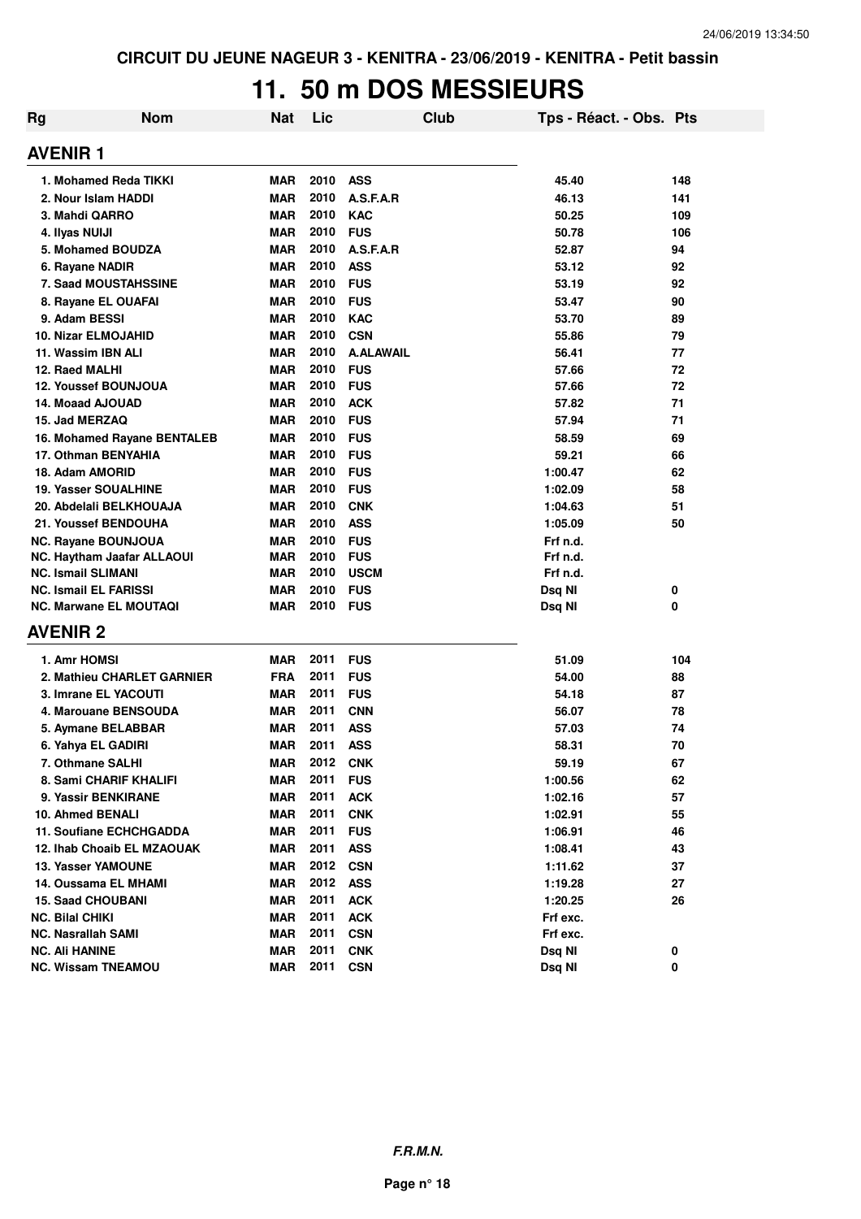CIRCUIT DU JEUNE NAGEUR 3 - KENITRA - 23/06/2019 - KENITRA - Petit bassin

# 11. 50 m DOS MESSIEURS

| Rg | Nom | Nat | Lic | Club | Tps - Réact. - Obs. | Pts |
|---|---|---|---|---|---|---|
| **AVENIR 1** | | | | | | |
| 1. | Mohamed Reda TIKKI | MAR | 2010 | ASS | 45.40 | 148 |
| 2. | Nour Islam HADDI | MAR | 2010 | A.S.F.A.R | 46.13 | 141 |
| 3. | Mahdi QARRO | MAR | 2010 | KAC | 50.25 | 109 |
| 4. | Ilyas NUIJI | MAR | 2010 | FUS | 50.78 | 106 |
| 5. | Mohamed BOUDZA | MAR | 2010 | A.S.F.A.R | 52.87 | 94 |
| 6. | Rayane NADIR | MAR | 2010 | ASS | 53.12 | 92 |
| 7. | Saad MOUSTAHSSINE | MAR | 2010 | FUS | 53.19 | 92 |
| 8. | Rayane EL OUAFAI | MAR | 2010 | FUS | 53.47 | 90 |
| 9. | Adam BESSI | MAR | 2010 | KAC | 53.70 | 89 |
| 10. | Nizar ELMOJAHID | MAR | 2010 | CSN | 55.86 | 79 |
| 11. | Wassim IBN ALI | MAR | 2010 | A.ALAWAIL | 56.41 | 77 |
| 12. | Raed MALHI | MAR | 2010 | FUS | 57.66 | 72 |
| 12. | Youssef BOUNJOUA | MAR | 2010 | FUS | 57.66 | 72 |
| 14. | Moaad AJOUAD | MAR | 2010 | ACK | 57.82 | 71 |
| 15. | Jad MERZAQ | MAR | 2010 | FUS | 57.94 | 71 |
| 16. | Mohamed Rayane BENTALEB | MAR | 2010 | FUS | 58.59 | 69 |
| 17. | Othman BENYAHIA | MAR | 2010 | FUS | 59.21 | 66 |
| 18. | Adam AMORID | MAR | 2010 | FUS | 1:00.47 | 62 |
| 19. | Yasser SOUALHINE | MAR | 2010 | FUS | 1:02.09 | 58 |
| 20. | Abdelali BELKHOUAJA | MAR | 2010 | CNK | 1:04.63 | 51 |
| 21. | Youssef BENDOUHA | MAR | 2010 | ASS | 1:05.09 | 50 |
| NC. | Rayane BOUNJOUA | MAR | 2010 | FUS | Frf n.d. | |
| NC. | Haytham Jaafar ALLAOUI | MAR | 2010 | FUS | Frf n.d. | |
| NC. | Ismail SLIMANI | MAR | 2010 | USCM | Frf n.d. | |
| NC. | Ismail EL FARISSI | MAR | 2010 | FUS | Dsq NI | 0 |
| NC. | Marwane EL MOUTAQI | MAR | 2010 | FUS | Dsq NI | 0 |
| **AVENIR 2** | | | | | | |
| 1. | Amr HOMSI | MAR | 2011 | FUS | 51.09 | 104 |
| 2. | Mathieu CHARLET GARNIER | FRA | 2011 | FUS | 54.00 | 88 |
| 3. | Imrane EL YACOUTI | MAR | 2011 | FUS | 54.18 | 87 |
| 4. | Marouane BENSOUDA | MAR | 2011 | CNN | 56.07 | 78 |
| 5. | Aymane BELABBAR | MAR | 2011 | ASS | 57.03 | 74 |
| 6. | Yahya EL GADIRI | MAR | 2011 | ASS | 58.31 | 70 |
| 7. | Othmane SALHI | MAR | 2012 | CNK | 59.19 | 67 |
| 8. | Sami CHARIF KHALIFI | MAR | 2011 | FUS | 1:00.56 | 62 |
| 9. | Yassir BENKIRANE | MAR | 2011 | ACK | 1:02.16 | 57 |
| 10. | Ahmed BENALI | MAR | 2011 | CNK | 1:02.91 | 55 |
| 11. | Soufiane ECHCHGADDA | MAR | 2011 | FUS | 1:06.91 | 46 |
| 12. | Ihab Choaib EL MZAOUAK | MAR | 2011 | ASS | 1:08.41 | 43 |
| 13. | Yasser YAMOUNE | MAR | 2012 | CSN | 1:11.62 | 37 |
| 14. | Oussama EL MHAMI | MAR | 2012 | ASS | 1:19.28 | 27 |
| 15. | Saad CHOUBANI | MAR | 2011 | ACK | 1:20.25 | 26 |
| NC. | Bilal CHIKI | MAR | 2011 | ACK | Frf exc. | |
| NC. | Nasrallah SAMI | MAR | 2011 | CSN | Frf exc. | |
| NC. | Ali HANINE | MAR | 2011 | CNK | Dsq NI | 0 |
| NC. | Wissam TNEAMOU | MAR | 2011 | CSN | Dsq NI | 0 |

*F.R.M.N.*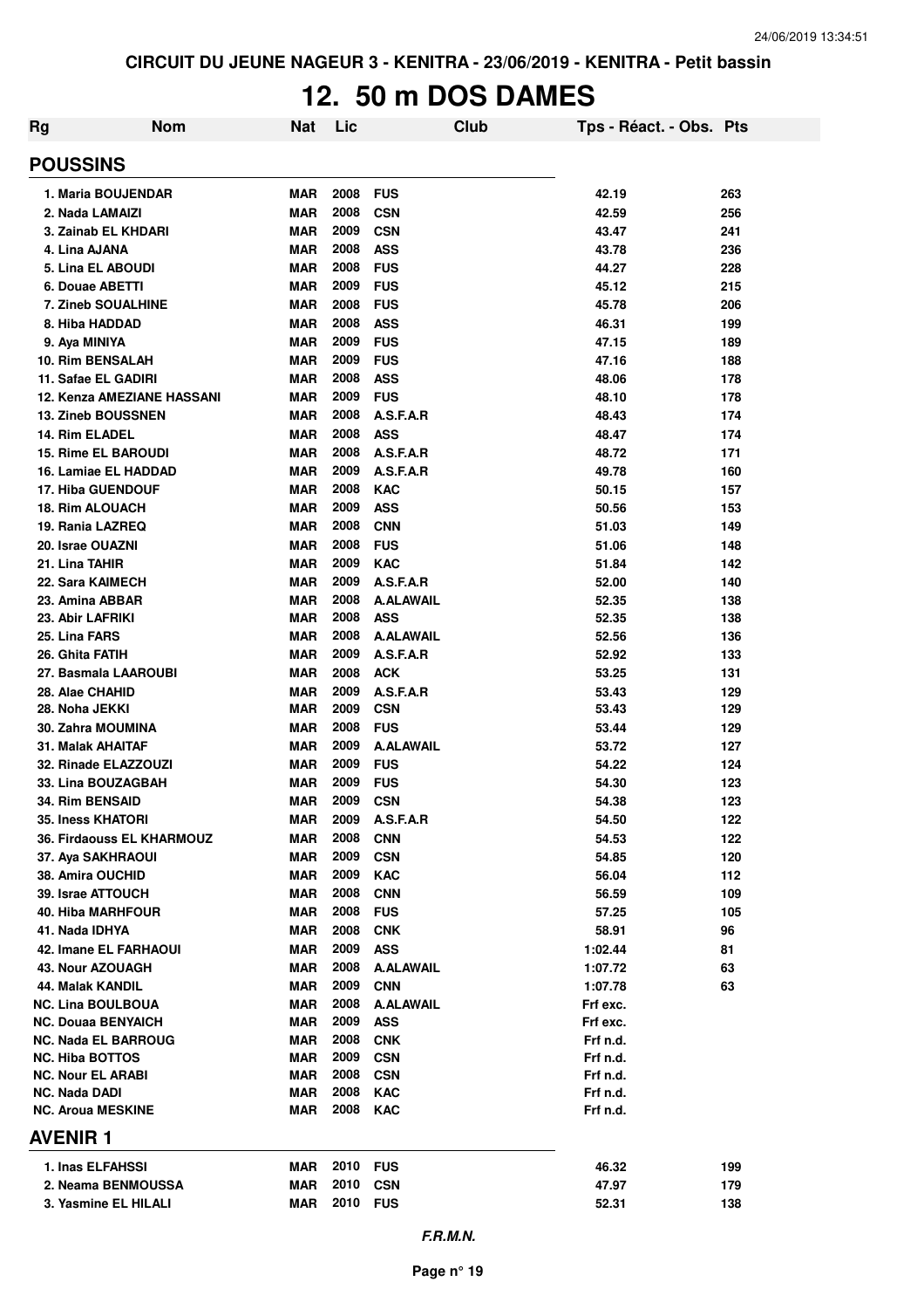CIRCUIT DU JEUNE NAGEUR 3 - KENITRA - 23/06/2019 - KENITRA - Petit bassin

# 12. 50 m DOS DAMES

| Rg | Nom | Nat | Lic | Club | Tps - Réact. - Obs. | Pts |
|---|---|---|---|---|---|---|
| **POUSSINS** | | | | | | |
| 1. | Maria BOUJENDAR | MAR | 2008 | FUS | 42.19 | 263 |
| 2. | Nada LAMAIZI | MAR | 2008 | CSN | 42.59 | 256 |
| 3. | Zainab EL KHDARI | MAR | 2009 | CSN | 43.47 | 241 |
| 4. | Lina AJANA | MAR | 2008 | ASS | 43.78 | 236 |
| 5. | Lina EL ABOUDI | MAR | 2008 | FUS | 44.27 | 228 |
| 6. | Douae ABETTI | MAR | 2009 | FUS | 45.12 | 215 |
| 7. | Zineb SOUALHINE | MAR | 2008 | FUS | 45.78 | 206 |
| 8. | Hiba HADDAD | MAR | 2008 | ASS | 46.31 | 199 |
| 9. | Aya MINIYA | MAR | 2009 | FUS | 47.15 | 189 |
| 10. | Rim BENSALAH | MAR | 2009 | FUS | 47.16 | 188 |
| 11. | Safae EL GADIRI | MAR | 2008 | ASS | 48.06 | 178 |
| 12. | Kenza AMEZIANE HASSANI | MAR | 2009 | FUS | 48.10 | 178 |
| 13. | Zineb BOUSSNEN | MAR | 2008 | A.S.F.A.R | 48.43 | 174 |
| 14. | Rim ELADEL | MAR | 2008 | ASS | 48.47 | 174 |
| 15. | Rime EL BAROUDI | MAR | 2008 | A.S.F.A.R | 48.72 | 171 |
| 16. | Lamiae EL HADDAD | MAR | 2009 | A.S.F.A.R | 49.78 | 160 |
| 17. | Hiba GUENDOUF | MAR | 2008 | KAC | 50.15 | 157 |
| 18. | Rim ALOUACH | MAR | 2009 | ASS | 50.56 | 153 |
| 19. | Rania LAZREQ | MAR | 2008 | CNN | 51.03 | 149 |
| 20. | Israe OUAZNI | MAR | 2008 | FUS | 51.06 | 148 |
| 21. | Lina TAHIR | MAR | 2009 | KAC | 51.84 | 142 |
| 22. | Sara KAIMECH | MAR | 2009 | A.S.F.A.R | 52.00 | 140 |
| 23. | Amina ABBAR | MAR | 2008 | A.ALAWAIL | 52.35 | 138 |
| 23. | Abir LAFRIKI | MAR | 2008 | ASS | 52.35 | 138 |
| 25. | Lina FARS | MAR | 2008 | A.ALAWAIL | 52.56 | 136 |
| 26. | Ghita FATIH | MAR | 2009 | A.S.F.A.R | 52.92 | 133 |
| 27. | Basmala LAAROUBI | MAR | 2008 | ACK | 53.25 | 131 |
| 28. | Alae CHAHID | MAR | 2009 | A.S.F.A.R | 53.43 | 129 |
| 28. | Noha JEKKI | MAR | 2009 | CSN | 53.43 | 129 |
| 30. | Zahra MOUMINA | MAR | 2008 | FUS | 53.44 | 129 |
| 31. | Malak AHAITAF | MAR | 2009 | A.ALAWAIL | 53.72 | 127 |
| 32. | Rinade ELAZZOUZI | MAR | 2009 | FUS | 54.22 | 124 |
| 33. | Lina BOUZAGBAH | MAR | 2009 | FUS | 54.30 | 123 |
| 34. | Rim BENSAID | MAR | 2009 | CSN | 54.38 | 123 |
| 35. | Iness KHATORI | MAR | 2009 | A.S.F.A.R | 54.50 | 122 |
| 36. | Firdaouss EL KHARMOUZ | MAR | 2008 | CNN | 54.53 | 122 |
| 37. | Aya SAKHRAOUI | MAR | 2009 | CSN | 54.85 | 120 |
| 38. | Amira OUCHID | MAR | 2009 | KAC | 56.04 | 112 |
| 39. | Israe ATTOUCH | MAR | 2008 | CNN | 56.59 | 109 |
| 40. | Hiba MARHFOUR | MAR | 2008 | FUS | 57.25 | 105 |
| 41. | Nada IDHYA | MAR | 2008 | CNK | 58.91 | 96 |
| 42. | Imane EL FARHAOUI | MAR | 2009 | ASS | 1:02.44 | 81 |
| 43. | Nour AZOUAGH | MAR | 2008 | A.ALAWAIL | 1:07.72 | 63 |
| 44. | Malak KANDIL | MAR | 2009 | CNN | 1:07.78 | 63 |
| NC. | Lina BOULBOUA | MAR | 2008 | A.ALAWAIL | Frf exc. | |
| NC. | Douaa BENYAICH | MAR | 2009 | ASS | Frf exc. | |
| NC. | Nada EL BARROUG | MAR | 2008 | CNK | Frf n.d. | |
| NC. | Hiba BOTTOS | MAR | 2009 | CSN | Frf n.d. | |
| NC. | Nour EL ARABI | MAR | 2008 | CSN | Frf n.d. | |
| NC. | Nada DADI | MAR | 2008 | KAC | Frf n.d. | |
| NC. | Aroua MESKINE | MAR | 2008 | KAC | Frf n.d. | |
| **AVENIR 1** | | | | | | |
| 1. | Inas ELFAHSSI | MAR | 2010 | FUS | 46.32 | 199 |
| 2. | Neama BENMOUSSA | MAR | 2010 | CSN | 47.97 | 179 |
| 3. | Yasmine EL HILALI | MAR | 2010 | FUS | 52.31 | 138 |

*F.R.M.N.*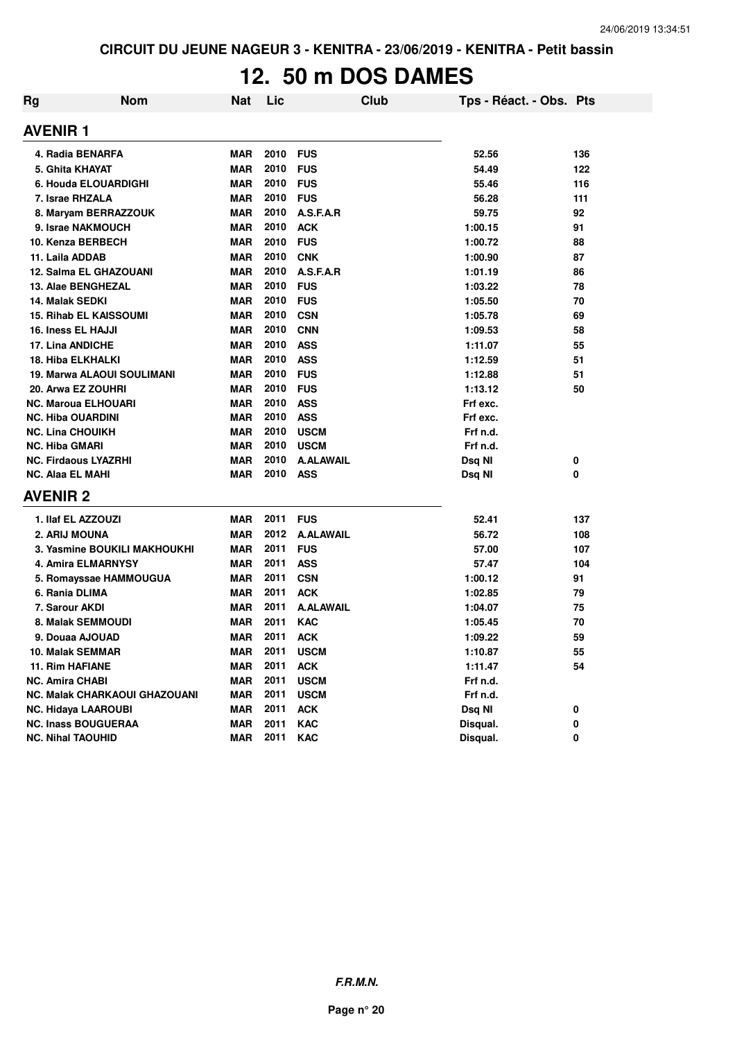CIRCUIT DU JEUNE NAGEUR 3 - KENITRA - 23/06/2019 - KENITRA - Petit bassin

# 12. 50 m DOS DAMES

| Rg | Nom | Nat | Lic | Club | Tps - Réact. - Obs. | Pts |
|---|---|---|---|---|---|---|

## AVENIR 1

| Rg | Nom | Nat | Lic | Club | Tps - Réact. - Obs. | Pts |
|---|---|---|---|---|---|---|
| 4. | Radia BENARFA | MAR | 2010 | FUS | 52.56 | 136 |
| 5. | Ghita KHAYAT | MAR | 2010 | FUS | 54.49 | 122 |
| 6. | Houda ELOUARDIGHI | MAR | 2010 | FUS | 55.46 | 116 |
| 7. | Israe RHZALA | MAR | 2010 | FUS | 56.28 | 111 |
| 8. | Maryam BERRAZZOUK | MAR | 2010 | A.S.F.A.R | 59.75 | 92 |
| 9. | Israe NAKMOUCH | MAR | 2010 | ACK | 1:00.15 | 91 |
| 10. | Kenza BERBECH | MAR | 2010 | FUS | 1:00.72 | 88 |
| 11. | Laila ADDAB | MAR | 2010 | CNK | 1:00.90 | 87 |
| 12. | Salma EL GHAZOUANI | MAR | 2010 | A.S.F.A.R | 1:01.19 | 86 |
| 13. | Alae BENGHEZAL | MAR | 2010 | FUS | 1:03.22 | 78 |
| 14. | Malak SEDKI | MAR | 2010 | FUS | 1:05.50 | 70 |
| 15. | Rihab EL KAISSOUMI | MAR | 2010 | CSN | 1:05.78 | 69 |
| 16. | Iness EL HAJJI | MAR | 2010 | CNN | 1:09.53 | 58 |
| 17. | Lina ANDICHE | MAR | 2010 | ASS | 1:11.07 | 55 |
| 18. | Hiba ELKHALKI | MAR | 2010 | ASS | 1:12.59 | 51 |
| 19. | Marwa ALAOUI SOULIMANI | MAR | 2010 | FUS | 1:12.88 | 51 |
| 20. | Arwa EZ ZOUHRI | MAR | 2010 | FUS | 1:13.12 | 50 |
| NC. | Maroua ELHOUARI | MAR | 2010 | ASS | Frf exc. | |
| NC. | Hiba OUARDINI | MAR | 2010 | ASS | Frf exc. | |
| NC. | Lina CHOUIKH | MAR | 2010 | USCM | Frf n.d. | |
| NC. | Hiba GMARI | MAR | 2010 | USCM | Frf n.d. | |
| NC. | Firdaous LYAZRHI | MAR | 2010 | A.ALAWAIL | Dsq NI | 0 |
| NC. | Alaa EL MAHI | MAR | 2010 | ASS | Dsq NI | 0 |

## AVENIR 2

| Rg | Nom | Nat | Lic | Club | Tps - Réact. - Obs. | Pts |
|---|---|---|---|---|---|---|
| 1. | Ilaf EL AZZOUZI | MAR | 2011 | FUS | 52.41 | 137 |
| 2. | ARIJ MOUNA | MAR | 2012 | A.ALAWAIL | 56.72 | 108 |
| 3. | Yasmine BOUKILI MAKHOUKHI | MAR | 2011 | FUS | 57.00 | 107 |
| 4. | Amira ELMARNYSY | MAR | 2011 | ASS | 57.47 | 104 |
| 5. | Romayssae HAMMOUGUA | MAR | 2011 | CSN | 1:00.12 | 91 |
| 6. | Rania DLIMA | MAR | 2011 | ACK | 1:02.85 | 79 |
| 7. | Sarour AKDI | MAR | 2011 | A.ALAWAIL | 1:04.07 | 75 |
| 8. | Malak SEMMOUDI | MAR | 2011 | KAC | 1:05.45 | 70 |
| 9. | Douaa AJOUAD | MAR | 2011 | ACK | 1:09.22 | 59 |
| 10. | Malak SEMMAR | MAR | 2011 | USCM | 1:10.87 | 55 |
| 11. | Rim HAFIANE | MAR | 2011 | ACK | 1:11.47 | 54 |
| NC. | Amira CHABI | MAR | 2011 | USCM | Frf n.d. | |
| NC. | Malak CHARKAOUI GHAZOUANI | MAR | 2011 | USCM | Frf n.d. | |
| NC. | Hidaya LAAROUBI | MAR | 2011 | ACK | Dsq NI | 0 |
| NC. | Inass BOUGUERAA | MAR | 2011 | KAC | Disqual. | 0 |
| NC. | Nihal TAOUHID | MAR | 2011 | KAC | Disqual. | 0 |

*F.R.M.N.*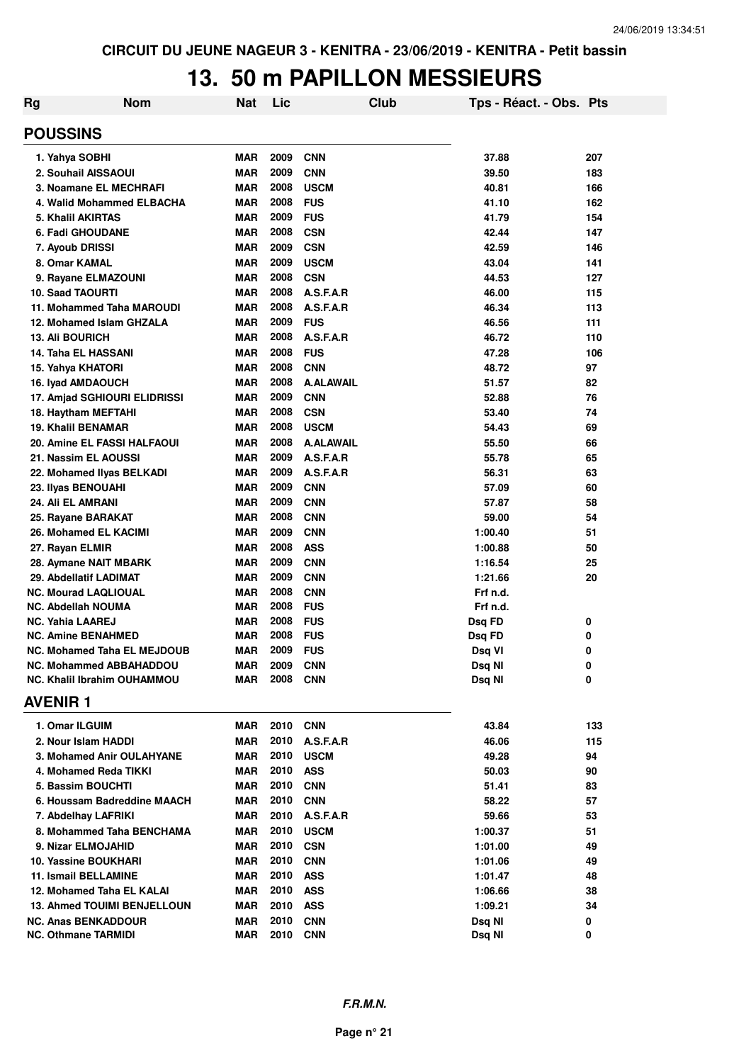CIRCUIT DU JEUNE NAGEUR 3 - KENITRA - 23/06/2019 - KENITRA - Petit bassin

# 13. 50 m PAPILLON MESSIEURS

| Rg | Nom | Nat | Lic | Club | Tps - Réact. - Obs. | Pts |
|---|---|---|---|---|---|---|
| **POUSSINS** | | | | | | |
| 1. Yahya SOBHI | | MAR | 2009 | CNN | 37.88 | 207 |
| 2. Souhail AISSAOUI | | MAR | 2009 | CNN | 39.50 | 183 |
| 3. Noamane EL MECHRAFI | | MAR | 2008 | USCM | 40.81 | 166 |
| 4. Walid Mohammed ELBACHA | | MAR | 2008 | FUS | 41.10 | 162 |
| 5. Khalil AKIRTAS | | MAR | 2009 | FUS | 41.79 | 154 |
| 6. Fadi GHOUDANE | | MAR | 2008 | CSN | 42.44 | 147 |
| 7. Ayoub DRISSI | | MAR | 2009 | CSN | 42.59 | 146 |
| 8. Omar KAMAL | | MAR | 2009 | USCM | 43.04 | 141 |
| 9. Rayane ELMAZOUNI | | MAR | 2008 | CSN | 44.53 | 127 |
| 10. Saad TAOURTI | | MAR | 2008 | A.S.F.A.R | 46.00 | 115 |
| 11. Mohammed Taha MAROUDI | | MAR | 2008 | A.S.F.A.R | 46.34 | 113 |
| 12. Mohamed Islam GHZALA | | MAR | 2009 | FUS | 46.56 | 111 |
| 13. Ali BOURICH | | MAR | 2008 | A.S.F.A.R | 46.72 | 110 |
| 14. Taha EL HASSANI | | MAR | 2008 | FUS | 47.28 | 106 |
| 15. Yahya KHATORI | | MAR | 2008 | CNN | 48.72 | 97 |
| 16. Iyad AMDAOUCH | | MAR | 2008 | A.ALAWAIL | 51.57 | 82 |
| 17. Amjad SGHIOURI ELIDRISSI | | MAR | 2009 | CNN | 52.88 | 76 |
| 18. Haytham MEFTAHI | | MAR | 2008 | CSN | 53.40 | 74 |
| 19. Khalil BENAMAR | | MAR | 2008 | USCM | 54.43 | 69 |
| 20. Amine EL FASSI HALFAOUI | | MAR | 2008 | A.ALAWAIL | 55.50 | 66 |
| 21. Nassim EL AOUSSI | | MAR | 2009 | A.S.F.A.R | 55.78 | 65 |
| 22. Mohamed Ilyas BELKADI | | MAR | 2009 | A.S.F.A.R | 56.31 | 63 |
| 23. Ilyas BENOUAHI | | MAR | 2009 | CNN | 57.09 | 60 |
| 24. Ali EL AMRANI | | MAR | 2009 | CNN | 57.87 | 58 |
| 25. Rayane BARAKAT | | MAR | 2008 | CNN | 59.00 | 54 |
| 26. Mohamed EL KACIMI | | MAR | 2009 | CNN | 1:00.40 | 51 |
| 27. Rayan ELMIR | | MAR | 2008 | ASS | 1:00.88 | 50 |
| 28. Aymane NAIT MBARK | | MAR | 2009 | CNN | 1:16.54 | 25 |
| 29. Abdellatif LADIMAT | | MAR | 2009 | CNN | 1:21.66 | 20 |
| NC. Mourad LAQLIOUAL | | MAR | 2008 | CNN | Frf n.d. | |
| NC. Abdellah NOUMA | | MAR | 2008 | FUS | Frf n.d. | |
| NC. Yahia LAAREJ | | MAR | 2008 | FUS | Dsq FD | 0 |
| NC. Amine BENAHMED | | MAR | 2008 | FUS | Dsq FD | 0 |
| NC. Mohamed Taha EL MEJDOUB | | MAR | 2009 | FUS | Dsq VI | 0 |
| NC. Mohammed ABBAHADDOU | | MAR | 2009 | CNN | Dsq NI | 0 |
| NC. Khalil Ibrahim OUHAMMOU | | MAR | 2008 | CNN | Dsq NI | 0 |
| **AVENIR 1** | | | | | | |
| 1. Omar ILGUIM | | MAR | 2010 | CNN | 43.84 | 133 |
| 2. Nour Islam HADDI | | MAR | 2010 | A.S.F.A.R | 46.06 | 115 |
| 3. Mohamed Anir OULAHYANE | | MAR | 2010 | USCM | 49.28 | 94 |
| 4. Mohamed Reda TIKKI | | MAR | 2010 | ASS | 50.03 | 90 |
| 5. Bassim BOUCHTI | | MAR | 2010 | CNN | 51.41 | 83 |
| 6. Houssam Badreddine MAACH | | MAR | 2010 | CNN | 58.22 | 57 |
| 7. Abdelhay LAFRIKI | | MAR | 2010 | A.S.F.A.R | 59.66 | 53 |
| 8. Mohammed Taha BENCHAMA | | MAR | 2010 | USCM | 1:00.37 | 51 |
| 9. Nizar ELMOJAHID | | MAR | 2010 | CSN | 1:01.00 | 49 |
| 10. Yassine BOUKHARI | | MAR | 2010 | CNN | 1:01.06 | 49 |
| 11. Ismail BELLAMINE | | MAR | 2010 | ASS | 1:01.47 | 48 |
| 12. Mohamed Taha EL KALAI | | MAR | 2010 | ASS | 1:06.66 | 38 |
| 13. Ahmed TOUIMI BENJELLOUN | | MAR | 2010 | ASS | 1:09.21 | 34 |
| NC. Anas BENKADDOUR | | MAR | 2010 | CNN | Dsq NI | 0 |
| NC. Othmane TARMIDI | | MAR | 2010 | CNN | Dsq NI | 0 |

*F.R.M.N.*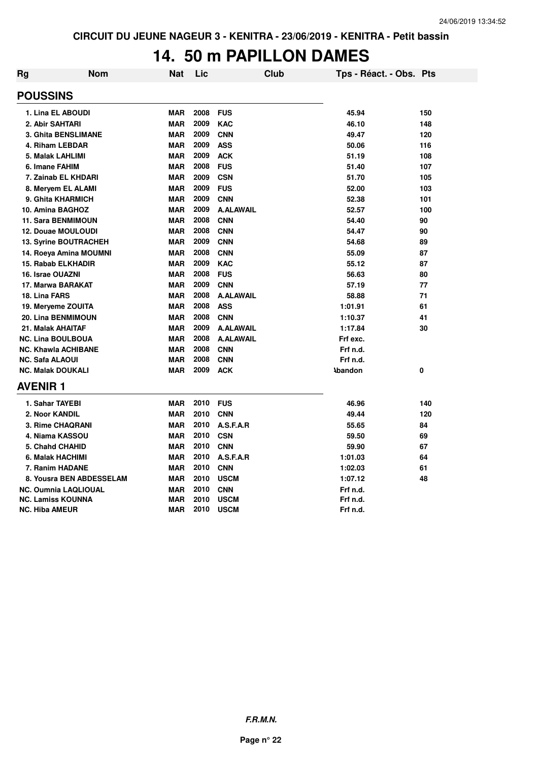CIRCUIT DU JEUNE NAGEUR 3 - KENITRA - 23/06/2019 - KENITRA - Petit bassin

# 14. 50 m PAPILLON DAMES

| Rg | Nom | Nat | Lic | Club | Tps - Réact. - Obs. | Pts |
|---|---|---|---|---|---|---|
| **POUSSINS** | | | | | | |
| 1. Lina EL ABOUDI | | MAR | 2008 | FUS | 45.94 | 150 |
| 2. Abir SAHTARI | | MAR | 2009 | KAC | 46.10 | 148 |
| 3. Ghita BENSLIMANE | | MAR | 2009 | CNN | 49.47 | 120 |
| 4. Riham LEBDAR | | MAR | 2009 | ASS | 50.06 | 116 |
| 5. Malak LAHLIMI | | MAR | 2009 | ACK | 51.19 | 108 |
| 6. Imane FAHIM | | MAR | 2008 | FUS | 51.40 | 107 |
| 7. Zainab EL KHDARI | | MAR | 2009 | CSN | 51.70 | 105 |
| 8. Meryem EL ALAMI | | MAR | 2009 | FUS | 52.00 | 103 |
| 9. Ghita KHARMICH | | MAR | 2009 | CNN | 52.38 | 101 |
| 10. Amina BAGHOZ | | MAR | 2009 | A.ALAWAIL | 52.57 | 100 |
| 11. Sara BENMIMOUN | | MAR | 2008 | CNN | 54.40 | 90 |
| 12. Douae MOULOUDI | | MAR | 2008 | CNN | 54.47 | 90 |
| 13. Syrine BOUTRACHEH | | MAR | 2009 | CNN | 54.68 | 89 |
| 14. Roeya Amina MOUMNI | | MAR | 2008 | CNN | 55.09 | 87 |
| 15. Rabab ELKHADIR | | MAR | 2009 | KAC | 55.12 | 87 |
| 16. Israe OUAZNI | | MAR | 2008 | FUS | 56.63 | 80 |
| 17. Marwa BARAKAT | | MAR | 2009 | CNN | 57.19 | 77 |
| 18. Lina FARS | | MAR | 2008 | A.ALAWAIL | 58.88 | 71 |
| 19. Meryeme ZOUITA | | MAR | 2008 | ASS | 1:01.91 | 61 |
| 20. Lina BENMIMOUN | | MAR | 2008 | CNN | 1:10.37 | 41 |
| 21. Malak AHAITAF | | MAR | 2009 | A.ALAWAIL | 1:17.84 | 30 |
| NC. Lina BOULBOUA | | MAR | 2008 | A.ALAWAIL | Frf exc. | |
| NC. Khawla ACHIBANE | | MAR | 2008 | CNN | Frf n.d. | |
| NC. Safa ALAOUI | | MAR | 2008 | CNN | Frf n.d. | |
| NC. Malak DOUKALI | | MAR | 2009 | ACK | Abandon | 0 |
| **AVENIR 1** | | | | | | |
| 1. Sahar TAYEBI | | MAR | 2010 | FUS | 46.96 | 140 |
| 2. Noor KANDIL | | MAR | 2010 | CNN | 49.44 | 120 |
| 3. Rime CHAQRANI | | MAR | 2010 | A.S.F.A.R | 55.65 | 84 |
| 4. Niama KASSOU | | MAR | 2010 | CSN | 59.50 | 69 |
| 5. Chahd CHAHID | | MAR | 2010 | CNN | 59.90 | 67 |
| 6. Malak HACHIMI | | MAR | 2010 | A.S.F.A.R | 1:01.03 | 64 |
| 7. Ranim HADANE | | MAR | 2010 | CNN | 1:02.03 | 61 |
| 8. Yousra BEN ABDESSELAM | | MAR | 2010 | USCM | 1:07.12 | 48 |
| NC. Oumnia LAQLIOUAL | | MAR | 2010 | CNN | Frf n.d. | |
| NC. Lamiss KOUNNA | | MAR | 2010 | USCM | Frf n.d. | |
| NC. Hiba AMEUR | | MAR | 2010 | USCM | Frf n.d. | |

*F.R.M.N.*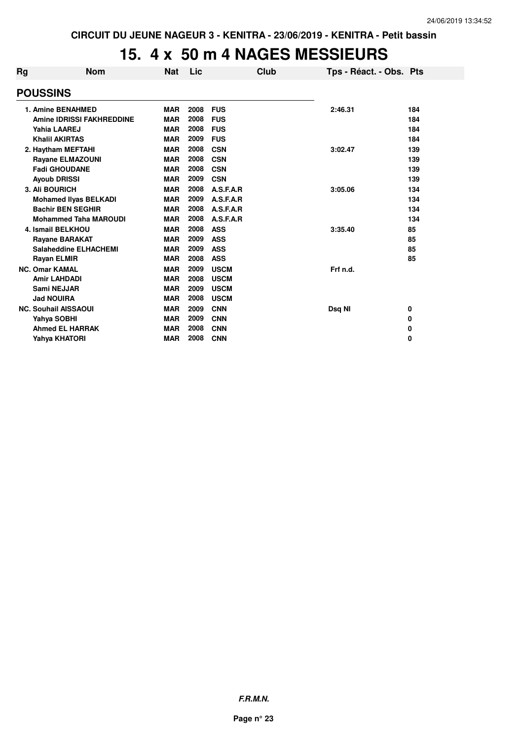CIRCUIT DU JEUNE NAGEUR 3 - KENITRA - 23/06/2019 - KENITRA - Petit bassin

# 15. 4 x 50 m 4 NAGES MESSIEURS

| Rg | Nom | Nat | Lic | Club | Tps - Réact. - Obs. | Pts |
|---|---|---|---|---|---|---|
| **POUSSINS** | | | | | | |
| 1. | Amine BENAHMED | MAR | 2008 | FUS | 2:46.31 | 184 |
| | Amine IDRISSI FAKHREDDINE | MAR | 2008 | FUS | | 184 |
| | Yahia LAAREJ | MAR | 2008 | FUS | | 184 |
| | Khalil AKIRTAS | MAR | 2009 | FUS | | 184 |
| 2. | Haytham MEFTAHI | MAR | 2008 | CSN | 3:02.47 | 139 |
| | Rayane ELMAZOUNI | MAR | 2008 | CSN | | 139 |
| | Fadi GHOUDANE | MAR | 2008 | CSN | | 139 |
| | Ayoub DRISSI | MAR | 2009 | CSN | | 139 |
| 3. | Ali BOURICH | MAR | 2008 | A.S.F.A.R | 3:05.06 | 134 |
| | Mohamed Ilyas BELKADI | MAR | 2009 | A.S.F.A.R | | 134 |
| | Bachir BEN SEGHIR | MAR | 2008 | A.S.F.A.R | | 134 |
| | Mohammed Taha MAROUDI | MAR | 2008 | A.S.F.A.R | | 134 |
| 4. | Ismail BELKHOU | MAR | 2008 | ASS | 3:35.40 | 85 |
| | Rayane BARAKAT | MAR | 2009 | ASS | | 85 |
| | Salaheddine ELHACHEMI | MAR | 2009 | ASS | | 85 |
| | Rayan ELMIR | MAR | 2008 | ASS | | 85 |
| NC. | Omar KAMAL | MAR | 2009 | USCM | Frf n.d. | |
| | Amir LAHDADI | MAR | 2008 | USCM | | |
| | Sami NEJJAR | MAR | 2009 | USCM | | |
| | Jad NOUIRA | MAR | 2008 | USCM | | |
| NC. | Souhail AISSAOUI | MAR | 2009 | CNN | Dsq NI | 0 |
| | Yahya SOBHI | MAR | 2009 | CNN | | 0 |
| | Ahmed EL HARRAK | MAR | 2008 | CNN | | 0 |
| | Yahya KHATORI | MAR | 2008 | CNN | | 0 |

*F.R.M.N.*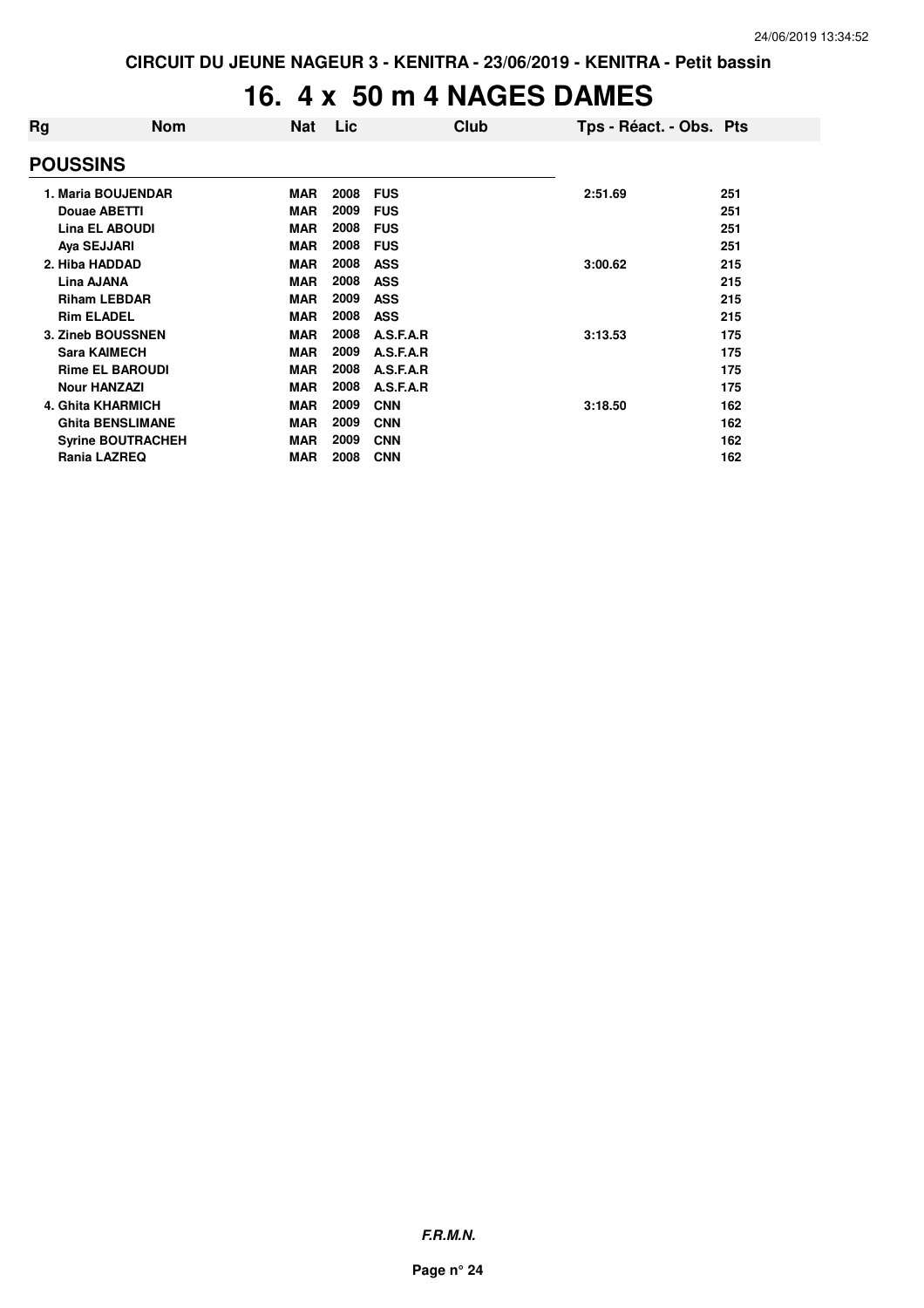# 16. 4 x 50 m 4 NAGES DAMES

| Rg | Nom | Nat | Lic | Club | Tps - Réact. - Obs. | Pts |
|---|---|---|---|---|---|---|
| **POUSSINS** | | | | | | |
| 1. | Maria BOUJENDAR | MAR | 2008 | FUS | 2:51.69 | 251 |
| | Douae ABETTI | MAR | 2009 | FUS | | 251 |
| | Lina EL ABOUDI | MAR | 2008 | FUS | | 251 |
| | Aya SEJJARI | MAR | 2008 | FUS | | 251 |
| 2. | Hiba HADDAD | MAR | 2008 | ASS | 3:00.62 | 215 |
| | Lina AJANA | MAR | 2008 | ASS | | 215 |
| | Riham LEBDAR | MAR | 2009 | ASS | | 215 |
| | Rim ELADEL | MAR | 2008 | ASS | | 215 |
| 3. | Zineb BOUSSNEN | MAR | 2008 | A.S.F.A.R | 3:13.53 | 175 |
| | Sara KAIMECH | MAR | 2009 | A.S.F.A.R | | 175 |
| | Rime EL BAROUDI | MAR | 2008 | A.S.F.A.R | | 175 |
| | Nour HANZAZI | MAR | 2008 | A.S.F.A.R | | 175 |
| 4. | Ghita KHARMICH | MAR | 2009 | CNN | 3:18.50 | 162 |
| | Ghita BENSLIMANE | MAR | 2009 | CNN | | 162 |
| | Syrine BOUTRACHEH | MAR | 2009 | CNN | | 162 |
| | Rania LAZREQ | MAR | 2008 | CNN | | 162 |